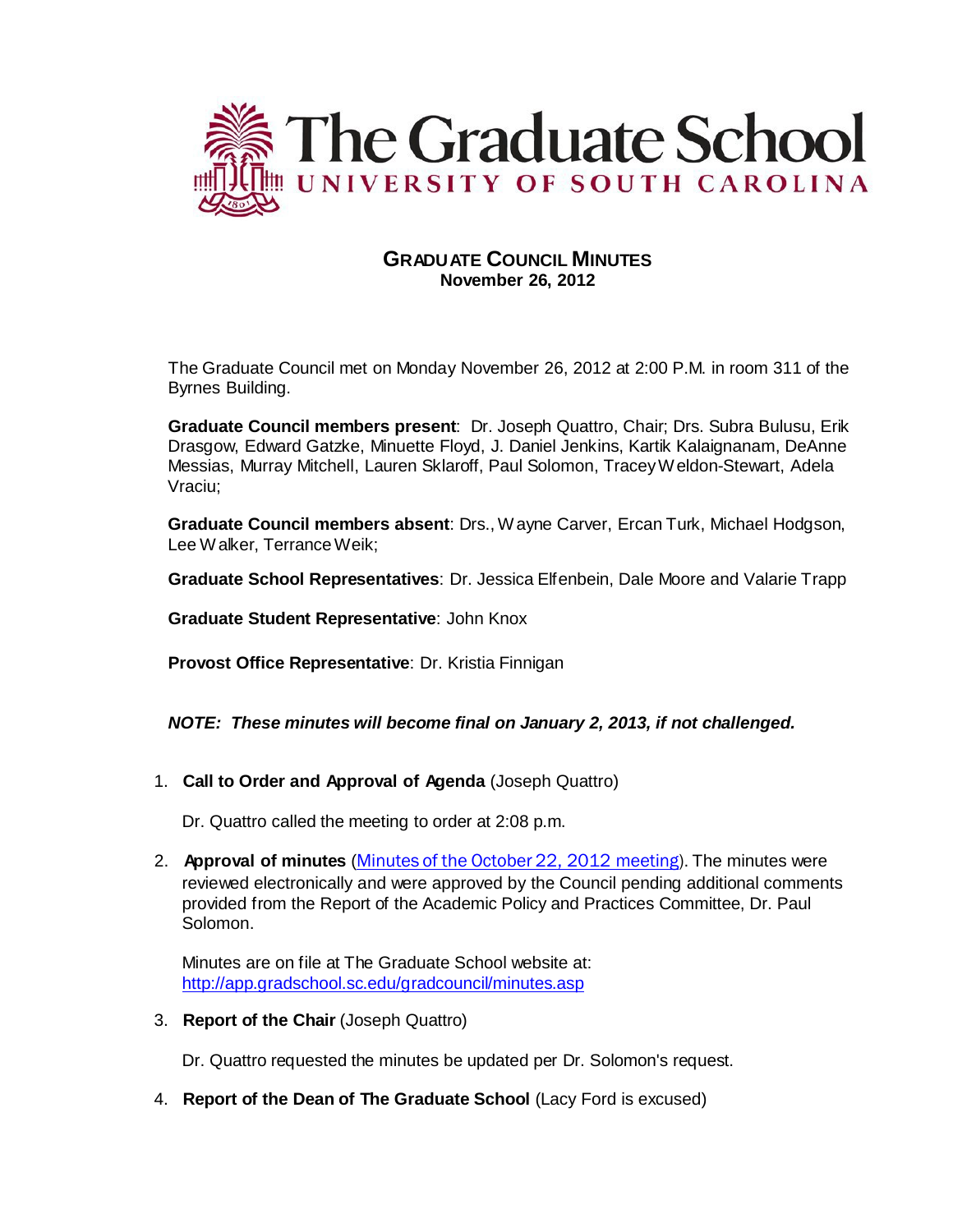# The Graduate School
## UNIVERSITY OF SOUTH CAROLINA

**GRADUATE COUNCIL MINUTES**
**November 26, 2012**

The Graduate Council met on Monday November 26, 2012 at 2:00 P.M. in room 311 of the Byrnes Building.

**Graduate Council members present**: Dr. Joseph Quattro, Chair; Drs. Subra Bulusu, Erik Drasgow, Edward Gatzke, Minuette Floyd, J. Daniel Jenkins, Kartik Kalaignanam, DeAnne Messias, Murray Mitchell, Lauren Sklaroff, Paul Solomon, Tracey Weldon-Stewart, Adela Vraciu;

**Graduate Council members absent**: Drs., Wayne Carver, Ercan Turk, Michael Hodgson, Lee Walker, Terrance Weik;

**Graduate School Representatives**: Dr. Jessica Elfenbein, Dale Moore and Valarie Trapp

**Graduate Student Representative**: John Knox

**Provost Office Representative**: Dr. Kristia Finnigan

***NOTE: These minutes will become final on January 2, 2013, if not challenged.***

1. **Call to Order and Approval of Agenda** (Joseph Quattro)

   Dr. Quattro called the meeting to order at 2:08 p.m.

2. **Approval of minutes** (Minutes of the October 22, 2012 meeting). The minutes were reviewed electronically and were approved by the Council pending additional comments provided from the Report of the Academic Policy and Practices Committee, Dr. Paul Solomon.

   Minutes are on file at The Graduate School website at: http://app.gradschool.sc.edu/gradcouncil/minutes.asp

3. **Report of the Chair** (Joseph Quattro)

   Dr. Quattro requested the minutes be updated per Dr. Solomon's request.

4. **Report of the Dean of The Graduate School** (Lacy Ford is excused)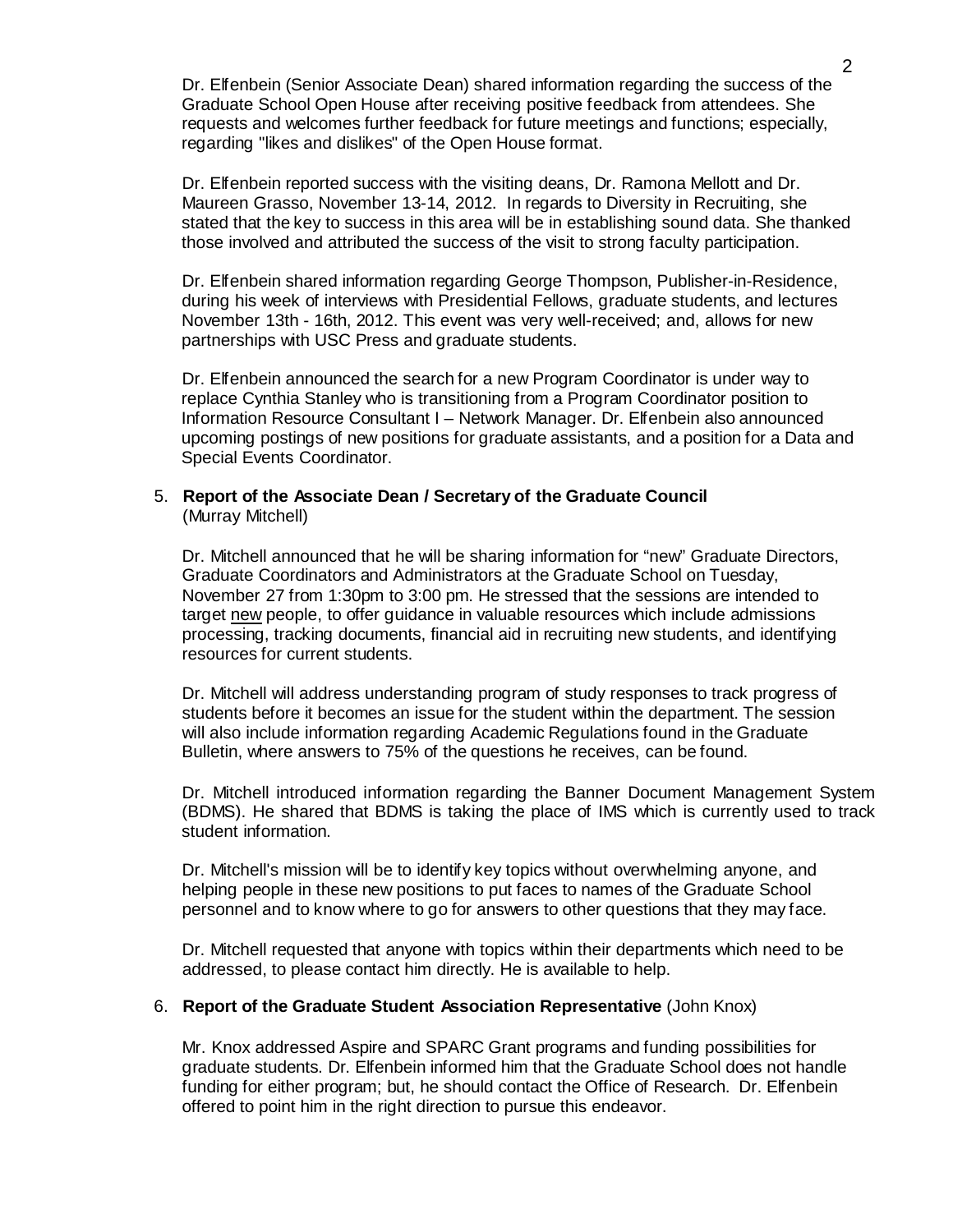Dr. Elfenbein (Senior Associate Dean) shared information regarding the success of the Graduate School Open House after receiving positive feedback from attendees. She requests and welcomes further feedback for future meetings and functions; especially, regarding "likes and dislikes" of the Open House format.

Dr. Elfenbein reported success with the visiting deans, Dr. Ramona Mellott and Dr. Maureen Grasso, November 13-14, 2012. In regards to Diversity in Recruiting, she stated that the key to success in this area will be in establishing sound data. She thanked those involved and attributed the success of the visit to strong faculty participation.

Dr. Elfenbein shared information regarding George Thompson, Publisher-in-Residence, during his week of interviews with Presidential Fellows, graduate students, and lectures November 13th - 16th, 2012. This event was very well-received; and, allows for new partnerships with USC Press and graduate students.

Dr. Elfenbein announced the search for a new Program Coordinator is under way to replace Cynthia Stanley who is transitioning from a Program Coordinator position to Information Resource Consultant I – Network Manager. Dr. Elfenbein also announced upcoming postings of new positions for graduate assistants, and a position for a Data and Special Events Coordinator.

5. **Report of the Associate Dean / Secretary of the Graduate Council** (Murray Mitchell)

   Dr. Mitchell announced that he will be sharing information for "new" Graduate Directors, Graduate Coordinators and Administrators at the Graduate School on Tuesday, November 27 from 1:30pm to 3:00 pm. He stressed that the sessions are intended to target new people, to offer guidance in valuable resources which include admissions processing, tracking documents, financial aid in recruiting new students, and identifying resources for current students.

   Dr. Mitchell will address understanding program of study responses to track progress of students before it becomes an issue for the student within the department. The session will also include information regarding Academic Regulations found in the Graduate Bulletin, where answers to 75% of the questions he receives, can be found.

   Dr. Mitchell introduced information regarding the Banner Document Management System (BDMS). He shared that BDMS is taking the place of IMS which is currently used to track student information.

   Dr. Mitchell's mission will be to identify key topics without overwhelming anyone, and helping people in these new positions to put faces to names of the Graduate School personnel and to know where to go for answers to other questions that they may face.

   Dr. Mitchell requested that anyone with topics within their departments which need to be addressed, to please contact him directly. He is available to help.

6. **Report of the Graduate Student Association Representative** (John Knox)

   Mr. Knox addressed Aspire and SPARC Grant programs and funding possibilities for graduate students. Dr. Elfenbein informed him that the Graduate School does not handle funding for either program; but, he should contact the Office of Research. Dr. Elfenbein offered to point him in the right direction to pursue this endeavor.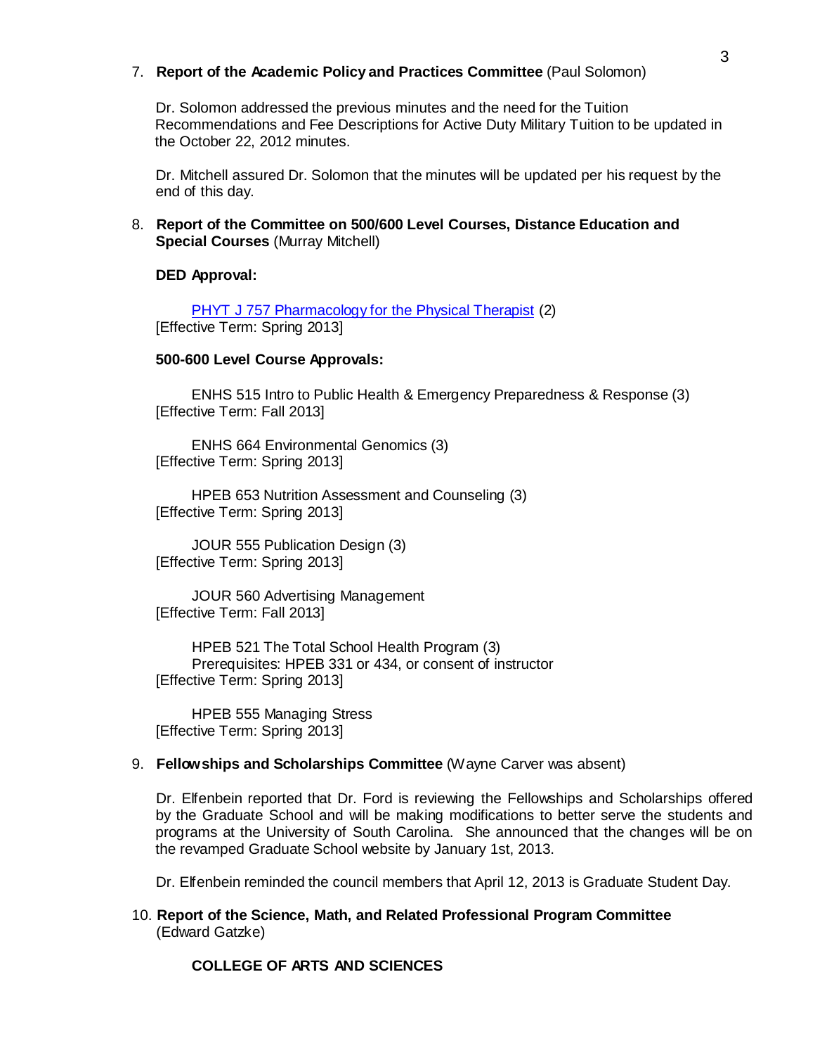7. **Report of the Academic Policy and Practices Committee** (Paul Solomon)

   Dr. Solomon addressed the previous minutes and the need for the Tuition Recommendations and Fee Descriptions for Active Duty Military Tuition to be updated in the October 22, 2012 minutes.

   Dr. Mitchell assured Dr. Solomon that the minutes will be updated per his request by the end of this day.

8. **Report of the Committee on 500/600 Level Courses, Distance Education and Special Courses** (Murray Mitchell)

   **DED Approval:**

   PHYT J 757 Pharmacology for the Physical Therapist (2)
   [Effective Term: Spring 2013]

   **500-600 Level Course Approvals:**

   ENHS 515 Intro to Public Health & Emergency Preparedness & Response (3)
   [Effective Term: Fall 2013]

   ENHS 664 Environmental Genomics (3)
   [Effective Term: Spring 2013]

   HPEB 653 Nutrition Assessment and Counseling (3)
   [Effective Term: Spring 2013]

   JOUR 555 Publication Design (3)
   [Effective Term: Spring 2013]

   JOUR 560 Advertising Management
   [Effective Term: Fall 2013]

   HPEB 521 The Total School Health Program (3)
   Prerequisites: HPEB 331 or 434, or consent of instructor
   [Effective Term: Spring 2013]

   HPEB 555 Managing Stress
   [Effective Term: Spring 2013]

9. **Fellowships and Scholarships Committee** (Wayne Carver was absent)

   Dr. Elfenbein reported that Dr. Ford is reviewing the Fellowships and Scholarships offered by the Graduate School and will be making modifications to better serve the students and programs at the University of South Carolina. She announced that the changes will be on the revamped Graduate School website by January 1st, 2013.

   Dr. Elfenbein reminded the council members that April 12, 2013 is Graduate Student Day.

10. **Report of the Science, Math, and Related Professional Program Committee** (Edward Gatzke)

    **COLLEGE OF ARTS AND SCIENCES**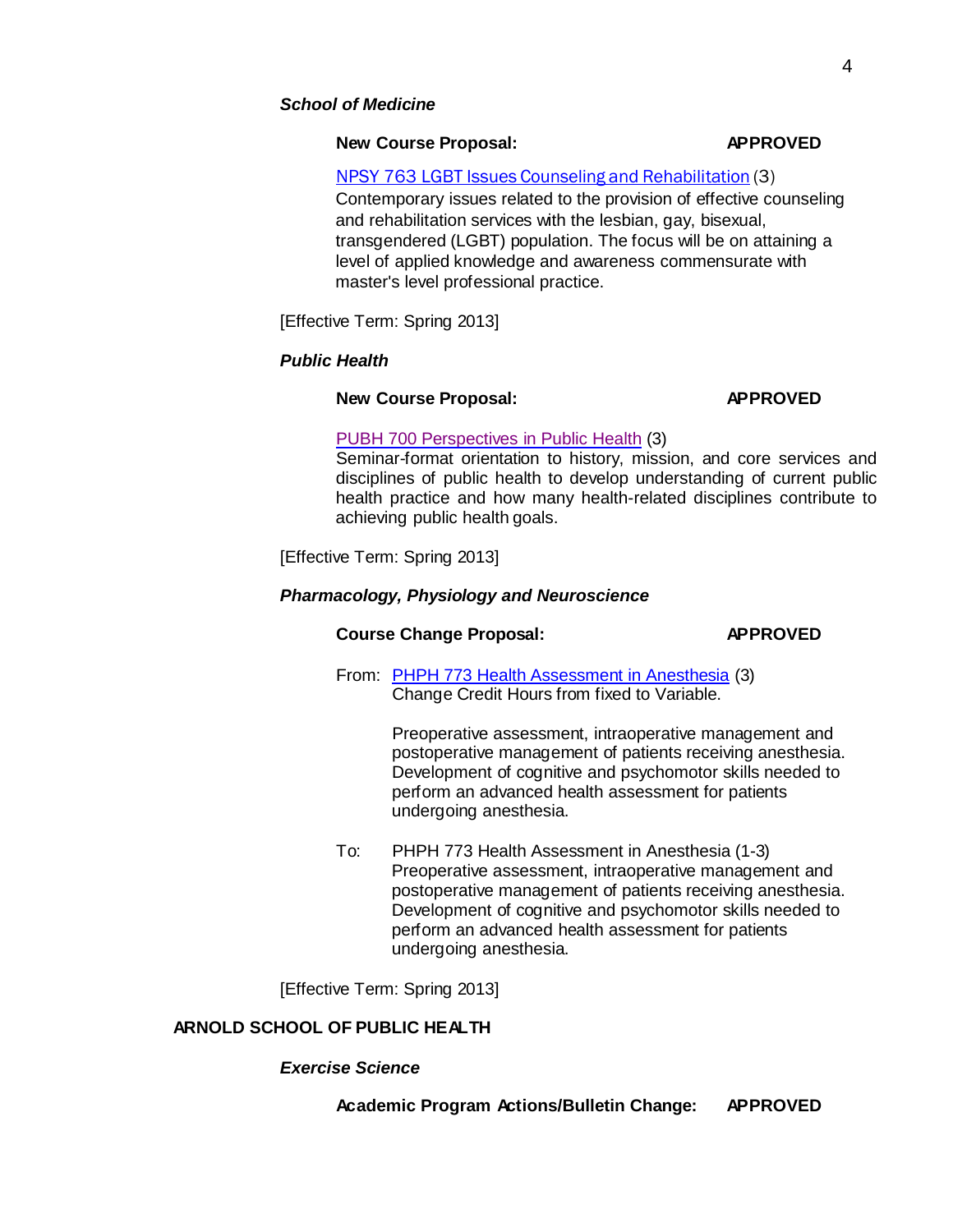***School of Medicine***

**New Course Proposal:** **APPROVED**

NPSY 763 LGBT Issues Counseling and Rehabilitation (3)
Contemporary issues related to the provision of effective counseling and rehabilitation services with the lesbian, gay, bisexual, transgendered (LGBT) population. The focus will be on attaining a level of applied knowledge and awareness commensurate with master's level professional practice.

[Effective Term: Spring 2013]

***Public Health***

**New Course Proposal:** **APPROVED**

PUBH 700 Perspectives in Public Health (3)
Seminar-format orientation to history, mission, and core services and disciplines of public health to develop understanding of current public health practice and how many health-related disciplines contribute to achieving public health goals.

[Effective Term: Spring 2013]

***Pharmacology, Physiology and Neuroscience***

**Course Change Proposal:** **APPROVED**

From: PHPH 773 Health Assessment in Anesthesia (3)
Change Credit Hours from fixed to Variable.

Preoperative assessment, intraoperative management and postoperative management of patients receiving anesthesia. Development of cognitive and psychomotor skills needed to perform an advanced health assessment for patients undergoing anesthesia.

To: PHPH 773 Health Assessment in Anesthesia (1-3)
Preoperative assessment, intraoperative management and postoperative management of patients receiving anesthesia. Development of cognitive and psychomotor skills needed to perform an advanced health assessment for patients undergoing anesthesia.

[Effective Term: Spring 2013]

**ARNOLD SCHOOL OF PUBLIC HEALTH**

***Exercise Science***

**Academic Program Actions/Bulletin Change:** **APPROVED**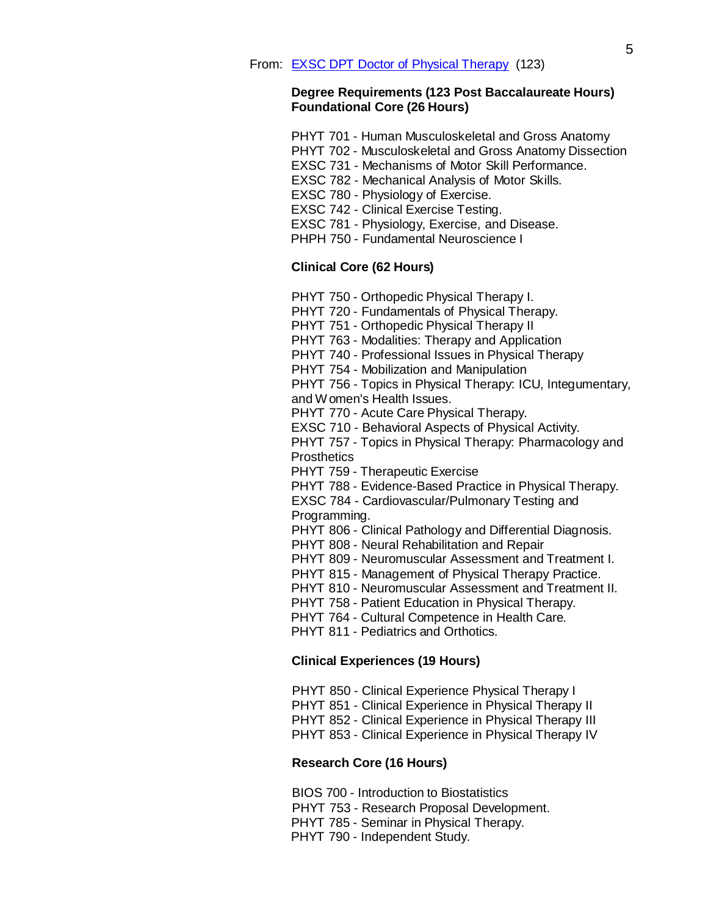From: [EXSC DPT Doctor of Physical Therapy](#) (123)

**Degree Requirements (123 Post Baccalaureate Hours)**
**Foundational Core (26 Hours)**

PHYT 701 - Human Musculoskeletal and Gross Anatomy
PHYT 702 - Musculoskeletal and Gross Anatomy Dissection
EXSC 731 - Mechanisms of Motor Skill Performance.
EXSC 782 - Mechanical Analysis of Motor Skills.
EXSC 780 - Physiology of Exercise.
EXSC 742 - Clinical Exercise Testing.
EXSC 781 - Physiology, Exercise, and Disease.
PHPH 750 - Fundamental Neuroscience I

**Clinical Core (62 Hours)**

PHYT 750 - Orthopedic Physical Therapy I.
PHYT 720 - Fundamentals of Physical Therapy.
PHYT 751 - Orthopedic Physical Therapy II
PHYT 763 - Modalities: Therapy and Application
PHYT 740 - Professional Issues in Physical Therapy
PHYT 754 - Mobilization and Manipulation
PHYT 756 - Topics in Physical Therapy: ICU, Integumentary, and Women's Health Issues.
PHYT 770 - Acute Care Physical Therapy.
EXSC 710 - Behavioral Aspects of Physical Activity.
PHYT 757 - Topics in Physical Therapy: Pharmacology and Prosthetics
PHYT 759 - Therapeutic Exercise
PHYT 788 - Evidence-Based Practice in Physical Therapy.
EXSC 784 - Cardiovascular/Pulmonary Testing and Programming.
PHYT 806 - Clinical Pathology and Differential Diagnosis.
PHYT 808 - Neural Rehabilitation and Repair
PHYT 809 - Neuromuscular Assessment and Treatment I.
PHYT 815 - Management of Physical Therapy Practice.
PHYT 810 - Neuromuscular Assessment and Treatment II.
PHYT 758 - Patient Education in Physical Therapy.
PHYT 764 - Cultural Competence in Health Care.
PHYT 811 - Pediatrics and Orthotics.

**Clinical Experiences (19 Hours)**

PHYT 850 - Clinical Experience Physical Therapy I
PHYT 851 - Clinical Experience in Physical Therapy II
PHYT 852 - Clinical Experience in Physical Therapy III
PHYT 853 - Clinical Experience in Physical Therapy IV

**Research Core (16 Hours)**

BIOS 700 - Introduction to Biostatistics
PHYT 753 - Research Proposal Development.
PHYT 785 - Seminar in Physical Therapy.
PHYT 790 - Independent Study.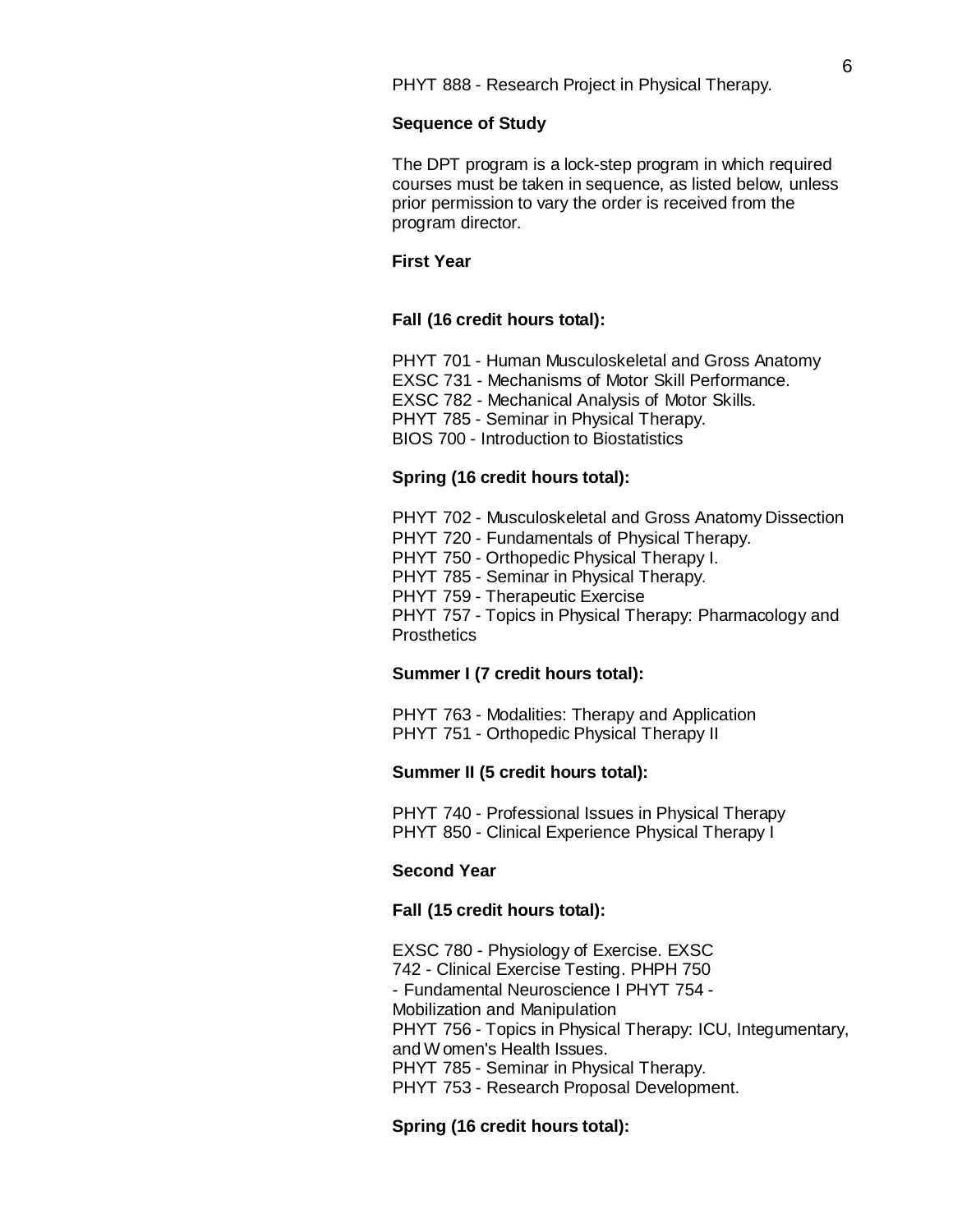PHYT 888 - Research Project in Physical Therapy.

**Sequence of Study**

The DPT program is a lock-step program in which required courses must be taken in sequence, as listed below, unless prior permission to vary the order is received from the program director.

**First Year**

**Fall (16 credit hours total):**

PHYT 701 - Human Musculoskeletal and Gross Anatomy
EXSC 731 - Mechanisms of Motor Skill Performance.
EXSC 782 - Mechanical Analysis of Motor Skills.
PHYT 785 - Seminar in Physical Therapy.
BIOS 700 - Introduction to Biostatistics

**Spring (16 credit hours total):**

PHYT 702 - Musculoskeletal and Gross Anatomy Dissection
PHYT 720 - Fundamentals of Physical Therapy.
PHYT 750 - Orthopedic Physical Therapy I.
PHYT 785 - Seminar in Physical Therapy.
PHYT 759 - Therapeutic Exercise
PHYT 757 - Topics in Physical Therapy: Pharmacology and Prosthetics

**Summer I (7 credit hours total):**

PHYT 763 - Modalities: Therapy and Application
PHYT 751 - Orthopedic Physical Therapy II

**Summer II (5 credit hours total):**

PHYT 740 - Professional Issues in Physical Therapy
PHYT 850 - Clinical Experience Physical Therapy I

**Second Year**

**Fall (15 credit hours total):**

EXSC 780 - Physiology of Exercise. EXSC 742 - Clinical Exercise Testing. PHPH 750 - Fundamental Neuroscience I PHYT 754 - Mobilization and Manipulation
PHYT 756 - Topics in Physical Therapy: ICU, Integumentary, and Women's Health Issues.
PHYT 785 - Seminar in Physical Therapy.
PHYT 753 - Research Proposal Development.

**Spring (16 credit hours total):**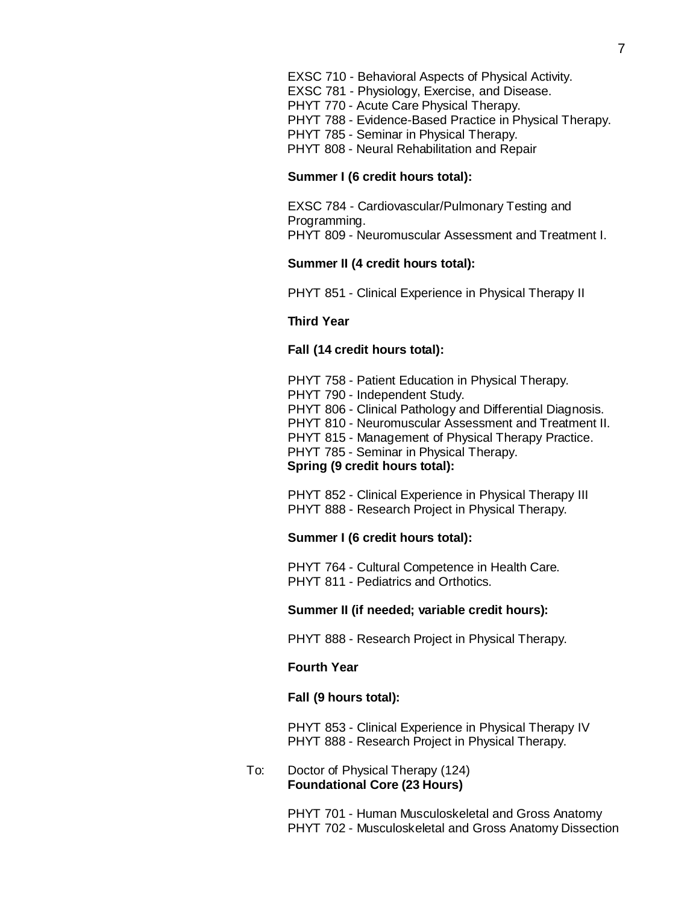EXSC 710 - Behavioral Aspects of Physical Activity.
EXSC 781 - Physiology, Exercise, and Disease.
PHYT 770 - Acute Care Physical Therapy.
PHYT 788 - Evidence-Based Practice in Physical Therapy.
PHYT 785 - Seminar in Physical Therapy.
PHYT 808 - Neural Rehabilitation and Repair

**Summer I (6 credit hours total):**

EXSC 784 - Cardiovascular/Pulmonary Testing and Programming.
PHYT 809 - Neuromuscular Assessment and Treatment I.

**Summer II (4 credit hours total):**

PHYT 851 - Clinical Experience in Physical Therapy II

**Third Year**

**Fall (14 credit hours total):**

PHYT 758 - Patient Education in Physical Therapy.
PHYT 790 - Independent Study.
PHYT 806 - Clinical Pathology and Differential Diagnosis.
PHYT 810 - Neuromuscular Assessment and Treatment II.
PHYT 815 - Management of Physical Therapy Practice.
PHYT 785 - Seminar in Physical Therapy.

**Spring (9 credit hours total):**

PHYT 852 - Clinical Experience in Physical Therapy III
PHYT 888 - Research Project in Physical Therapy.

**Summer I (6 credit hours total):**

PHYT 764 - Cultural Competence in Health Care.
PHYT 811 - Pediatrics and Orthotics.

**Summer II (if needed; variable credit hours):**

PHYT 888 - Research Project in Physical Therapy.

**Fourth Year**

**Fall (9 hours total):**

PHYT 853 - Clinical Experience in Physical Therapy IV
PHYT 888 - Research Project in Physical Therapy.

To: Doctor of Physical Therapy (124)
**Foundational Core (23 Hours)**

PHYT 701 - Human Musculoskeletal and Gross Anatomy
PHYT 702 - Musculoskeletal and Gross Anatomy Dissection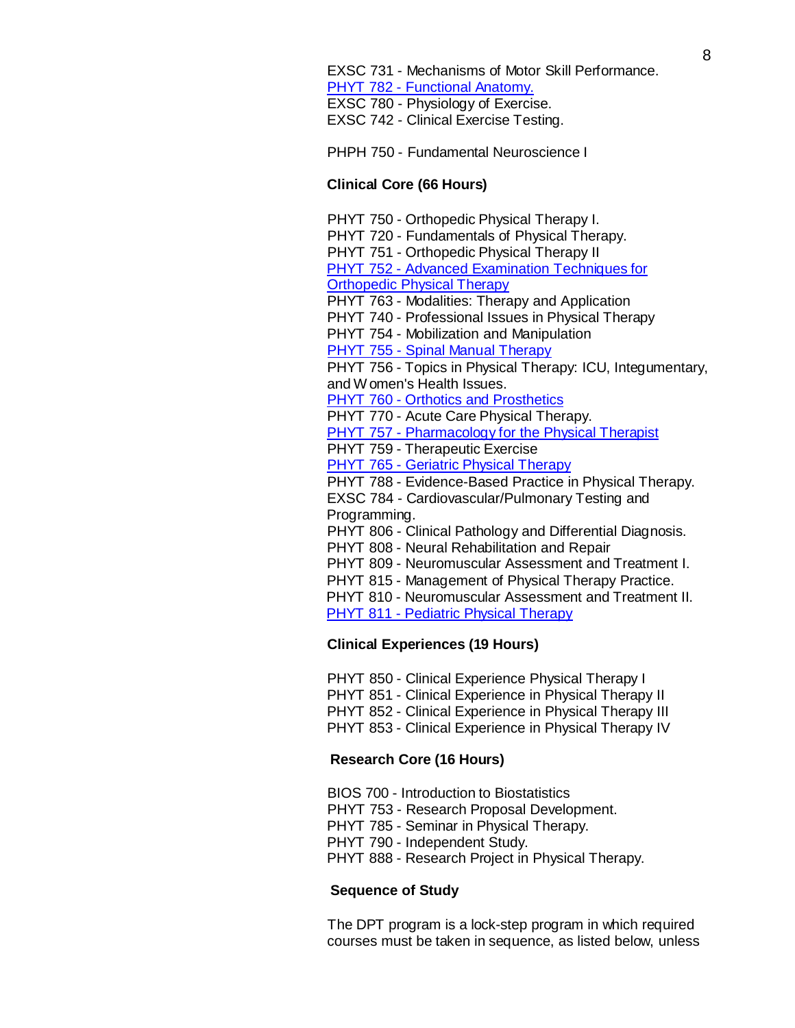EXSC 731 - Mechanisms of Motor Skill Performance.
PHYT 782 - Functional Anatomy.
EXSC 780 - Physiology of Exercise.
EXSC 742 - Clinical Exercise Testing.

PHPH 750 - Fundamental Neuroscience I

**Clinical Core (66 Hours)**

PHYT 750 - Orthopedic Physical Therapy I.
PHYT 720 - Fundamentals of Physical Therapy.
PHYT 751 - Orthopedic Physical Therapy II
PHYT 752 - Advanced Examination Techniques for Orthopedic Physical Therapy
PHYT 763 - Modalities: Therapy and Application
PHYT 740 - Professional Issues in Physical Therapy
PHYT 754 - Mobilization and Manipulation
PHYT 755 - Spinal Manual Therapy
PHYT 756 - Topics in Physical Therapy: ICU, Integumentary, and Women's Health Issues.
PHYT 760 - Orthotics and Prosthetics
PHYT 770 - Acute Care Physical Therapy.
PHYT 757 - Pharmacology for the Physical Therapist
PHYT 759 - Therapeutic Exercise
PHYT 765 - Geriatric Physical Therapy
PHYT 788 - Evidence-Based Practice in Physical Therapy.
EXSC 784 - Cardiovascular/Pulmonary Testing and Programming.
PHYT 806 - Clinical Pathology and Differential Diagnosis.
PHYT 808 - Neural Rehabilitation and Repair
PHYT 809 - Neuromuscular Assessment and Treatment I.
PHYT 815 - Management of Physical Therapy Practice.
PHYT 810 - Neuromuscular Assessment and Treatment II.
PHYT 811 - Pediatric Physical Therapy

**Clinical Experiences (19 Hours)**

PHYT 850 - Clinical Experience Physical Therapy I
PHYT 851 - Clinical Experience in Physical Therapy II
PHYT 852 - Clinical Experience in Physical Therapy III
PHYT 853 - Clinical Experience in Physical Therapy IV

**Research Core (16 Hours)**

BIOS 700 - Introduction to Biostatistics
PHYT 753 - Research Proposal Development.
PHYT 785 - Seminar in Physical Therapy.
PHYT 790 - Independent Study.
PHYT 888 - Research Project in Physical Therapy.

**Sequence of Study**

The DPT program is a lock-step program in which required courses must be taken in sequence, as listed below, unless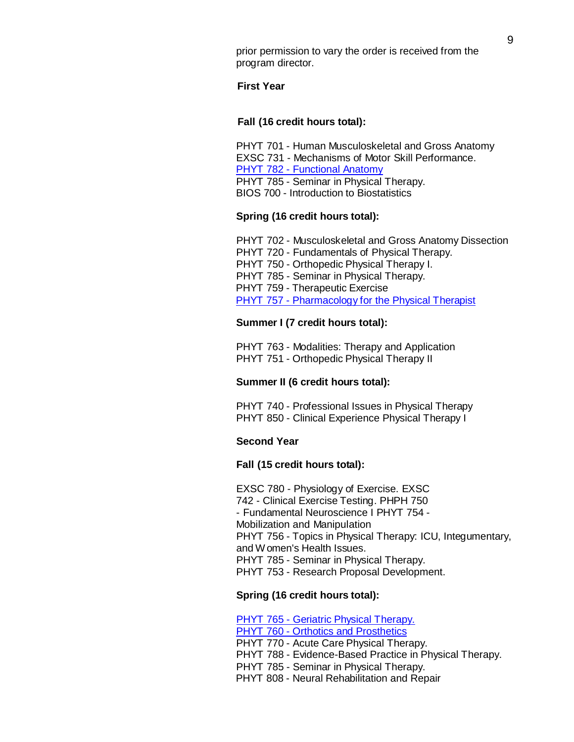prior permission to vary the order is received from the program director.

**First Year**

**Fall (16 credit hours total):**

PHYT 701 - Human Musculoskeletal and Gross Anatomy
EXSC 731 - Mechanisms of Motor Skill Performance.
PHYT 782 - Functional Anatomy
PHYT 785 - Seminar in Physical Therapy.
BIOS 700 - Introduction to Biostatistics

**Spring (16 credit hours total):**

PHYT 702 - Musculoskeletal and Gross Anatomy Dissection
PHYT 720 - Fundamentals of Physical Therapy.
PHYT 750 - Orthopedic Physical Therapy I.
PHYT 785 - Seminar in Physical Therapy.
PHYT 759 - Therapeutic Exercise
PHYT 757 - Pharmacology for the Physical Therapist

**Summer I (7 credit hours total):**

PHYT 763 - Modalities: Therapy and Application
PHYT 751 - Orthopedic Physical Therapy II

**Summer II (6 credit hours total):**

PHYT 740 - Professional Issues in Physical Therapy
PHYT 850 - Clinical Experience Physical Therapy I

**Second Year**

**Fall (15 credit hours total):**

EXSC 780 - Physiology of Exercise. EXSC 742 - Clinical Exercise Testing. PHPH 750 - Fundamental Neuroscience I PHYT 754 - Mobilization and Manipulation
PHYT 756 - Topics in Physical Therapy: ICU, Integumentary, and Women's Health Issues.
PHYT 785 - Seminar in Physical Therapy.
PHYT 753 - Research Proposal Development.

**Spring (16 credit hours total):**

PHYT 765 - Geriatric Physical Therapy.
PHYT 760 - Orthotics and Prosthetics
PHYT 770 - Acute Care Physical Therapy.
PHYT 788 - Evidence-Based Practice in Physical Therapy.
PHYT 785 - Seminar in Physical Therapy.
PHYT 808 - Neural Rehabilitation and Repair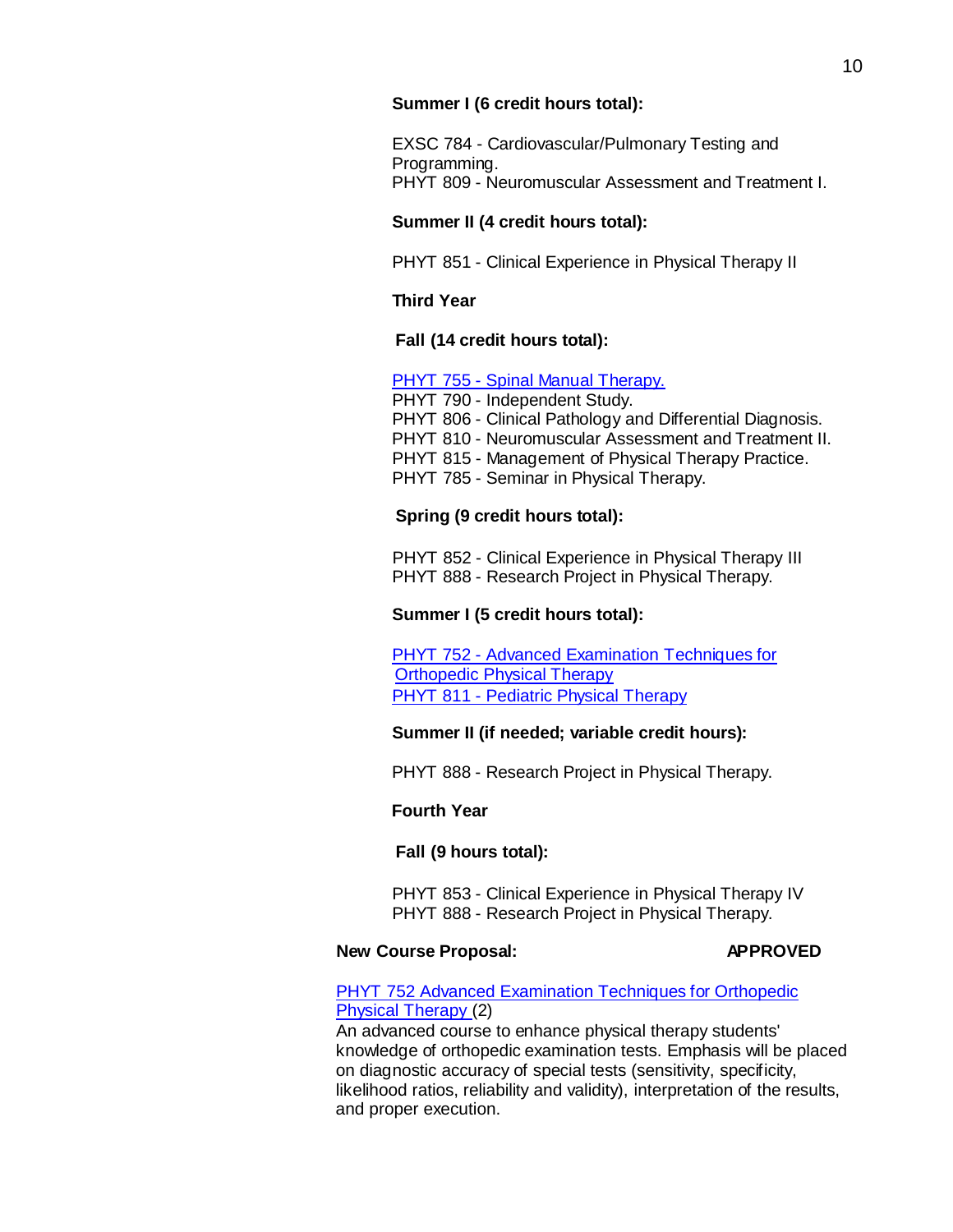**Summer I (6 credit hours total):**

EXSC 784 - Cardiovascular/Pulmonary Testing and Programming.
PHYT 809 - Neuromuscular Assessment and Treatment I.

**Summer II (4 credit hours total):**

PHYT 851 - Clinical Experience in Physical Therapy II

**Third Year**

**Fall (14 credit hours total):**

PHYT 755 - Spinal Manual Therapy.
PHYT 790 - Independent Study.
PHYT 806 - Clinical Pathology and Differential Diagnosis.
PHYT 810 - Neuromuscular Assessment and Treatment II.
PHYT 815 - Management of Physical Therapy Practice.
PHYT 785 - Seminar in Physical Therapy.

**Spring (9 credit hours total):**

PHYT 852 - Clinical Experience in Physical Therapy III
PHYT 888 - Research Project in Physical Therapy.

**Summer I (5 credit hours total):**

PHYT 752 - Advanced Examination Techniques for Orthopedic Physical Therapy
PHYT 811 - Pediatric Physical Therapy

**Summer II (if needed; variable credit hours):**

PHYT 888 - Research Project in Physical Therapy.

**Fourth Year**

**Fall (9 hours total):**

PHYT 853 - Clinical Experience in Physical Therapy IV
PHYT 888 - Research Project in Physical Therapy.

**New Course Proposal:** **APPROVED**

PHYT 752 Advanced Examination Techniques for Orthopedic Physical Therapy (2)
An advanced course to enhance physical therapy students' knowledge of orthopedic examination tests. Emphasis will be placed on diagnostic accuracy of special tests (sensitivity, specificity, likelihood ratios, reliability and validity), interpretation of the results, and proper execution.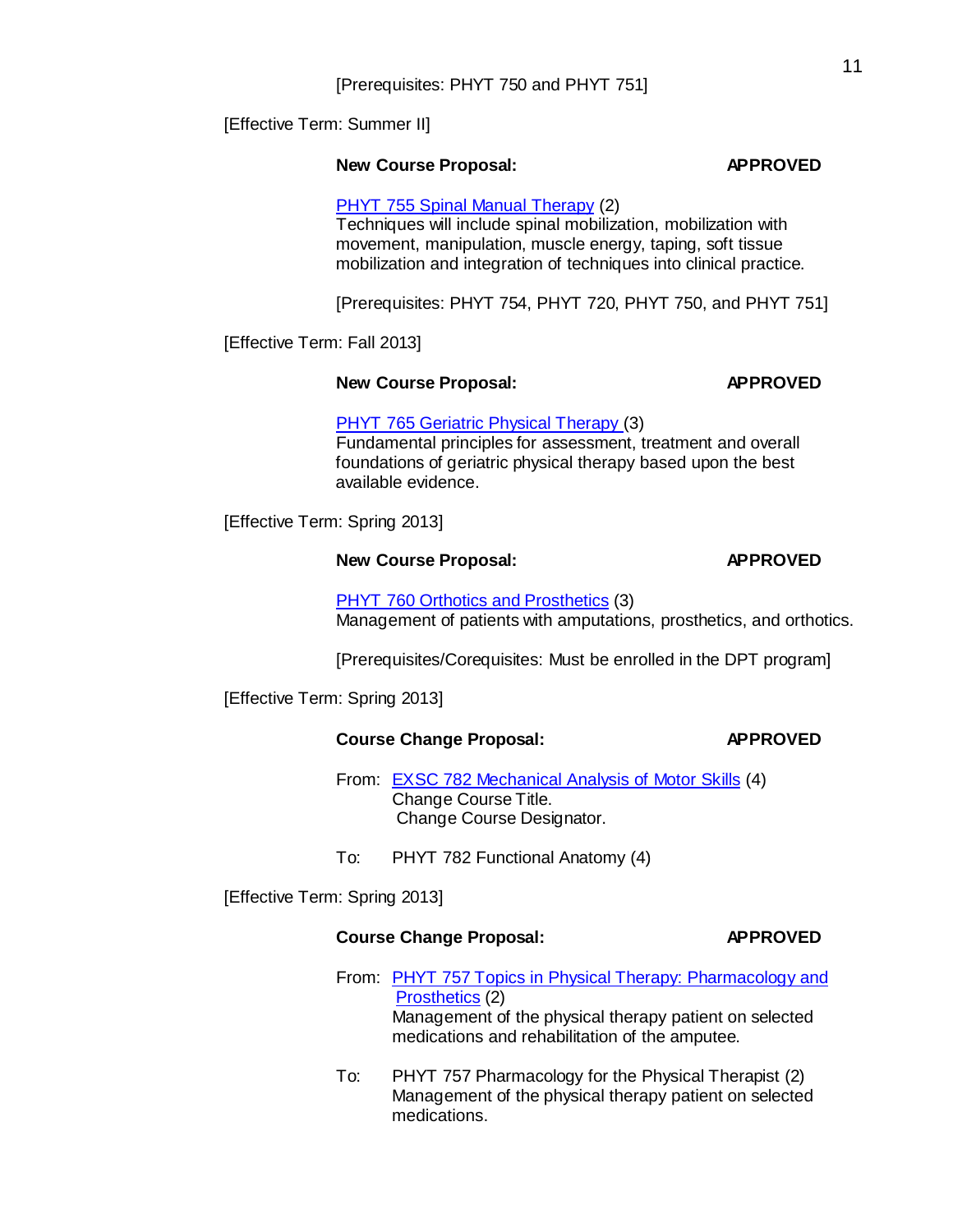[Prerequisites: PHYT 750 and PHYT 751]

[Effective Term: Summer II]

**New Course Proposal:** **APPROVED**

PHYT 755 Spinal Manual Therapy (2)
Techniques will include spinal mobilization, mobilization with movement, manipulation, muscle energy, taping, soft tissue mobilization and integration of techniques into clinical practice.

[Prerequisites: PHYT 754, PHYT 720, PHYT 750, and PHYT 751]

[Effective Term: Fall 2013]

**New Course Proposal:** **APPROVED**

PHYT 765 Geriatric Physical Therapy (3)
Fundamental principles for assessment, treatment and overall foundations of geriatric physical therapy based upon the best available evidence.

[Effective Term: Spring 2013]

**New Course Proposal:** **APPROVED**

PHYT 760 Orthotics and Prosthetics (3)
Management of patients with amputations, prosthetics, and orthotics.

[Prerequisites/Corequisites: Must be enrolled in the DPT program]

[Effective Term: Spring 2013]

**Course Change Proposal:** **APPROVED**

From: EXSC 782 Mechanical Analysis of Motor Skills (4)
Change Course Title.
Change Course Designator.

To: PHYT 782 Functional Anatomy (4)

[Effective Term: Spring 2013]

**Course Change Proposal:** **APPROVED**

From: PHYT 757 Topics in Physical Therapy: Pharmacology and Prosthetics (2)
Management of the physical therapy patient on selected medications and rehabilitation of the amputee.

To: PHYT 757 Pharmacology for the Physical Therapist (2)
Management of the physical therapy patient on selected medications.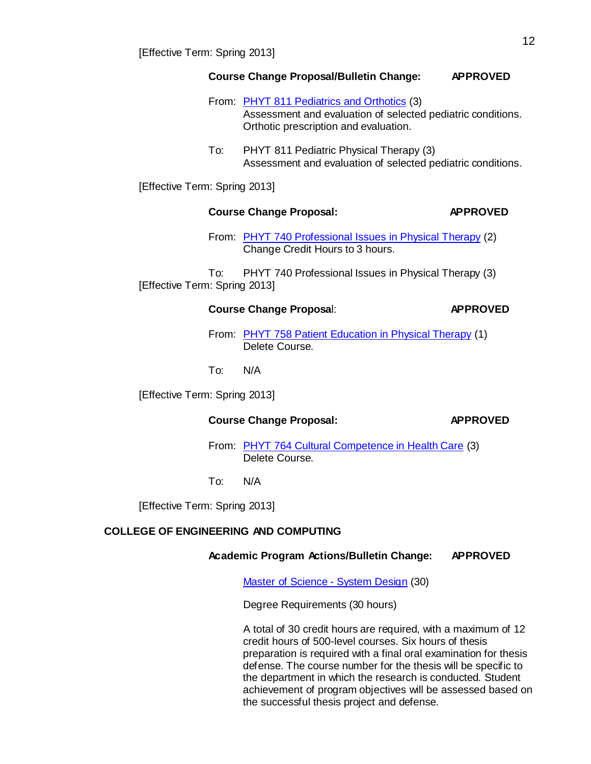[Effective Term: Spring 2013]

**Course Change Proposal/Bulletin Change: APPROVED**

From: PHYT 811 Pediatrics and Orthotics (3)
Assessment and evaluation of selected pediatric conditions. Orthotic prescription and evaluation.

To: PHYT 811 Pediatric Physical Therapy (3)
Assessment and evaluation of selected pediatric conditions.

[Effective Term: Spring 2013]

**Course Change Proposal: APPROVED**

From: PHYT 740 Professional Issues in Physical Therapy (2)
Change Credit Hours to 3 hours.

To: PHYT 740 Professional Issues in Physical Therapy (3)

[Effective Term: Spring 2013]

**Course Change Proposal: APPROVED**

From: PHYT 758 Patient Education in Physical Therapy (1)
Delete Course.

To: N/A

[Effective Term: Spring 2013]

**Course Change Proposal: APPROVED**

From: PHYT 764 Cultural Competence in Health Care (3)
Delete Course.

To: N/A

[Effective Term: Spring 2013]

## COLLEGE OF ENGINEERING AND COMPUTING

**Academic Program Actions/Bulletin Change: APPROVED**

Master of Science - System Design (30)

Degree Requirements (30 hours)

A total of 30 credit hours are required, with a maximum of 12 credit hours of 500-level courses. Six hours of thesis preparation is required with a final oral examination for thesis defense. The course number for the thesis will be specific to the department in which the research is conducted. Student achievement of program objectives will be assessed based on the successful thesis project and defense.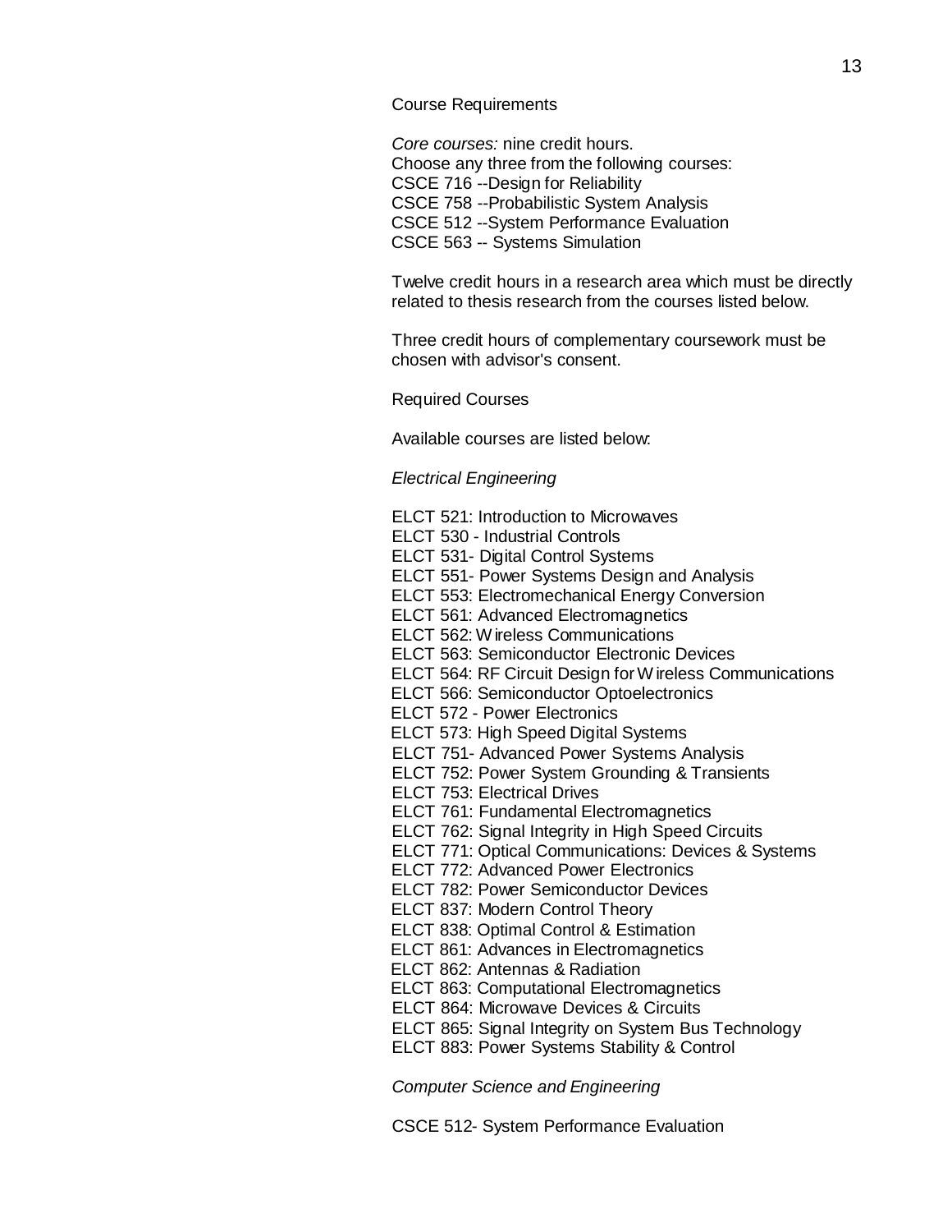Course Requirements

*Core courses:* nine credit hours.
Choose any three from the following courses:
CSCE 716 --Design for Reliability
CSCE 758 --Probabilistic System Analysis
CSCE 512 --System Performance Evaluation
CSCE 563 -- Systems Simulation

Twelve credit hours in a research area which must be directly related to thesis research from the courses listed below.

Three credit hours of complementary coursework must be chosen with advisor's consent.

Required Courses

Available courses are listed below:

*Electrical Engineering*

ELCT 521: Introduction to Microwaves
ELCT 530 - Industrial Controls
ELCT 531- Digital Control Systems
ELCT 551- Power Systems Design and Analysis
ELCT 553: Electromechanical Energy Conversion
ELCT 561: Advanced Electromagnetics
ELCT 562: Wireless Communications
ELCT 563: Semiconductor Electronic Devices
ELCT 564: RF Circuit Design for Wireless Communications
ELCT 566: Semiconductor Optoelectronics
ELCT 572 - Power Electronics
ELCT 573: High Speed Digital Systems
ELCT 751- Advanced Power Systems Analysis
ELCT 752: Power System Grounding & Transients
ELCT 753: Electrical Drives
ELCT 761: Fundamental Electromagnetics
ELCT 762: Signal Integrity in High Speed Circuits
ELCT 771: Optical Communications: Devices & Systems
ELCT 772: Advanced Power Electronics
ELCT 782: Power Semiconductor Devices
ELCT 837: Modern Control Theory
ELCT 838: Optimal Control & Estimation
ELCT 861: Advances in Electromagnetics
ELCT 862: Antennas & Radiation
ELCT 863: Computational Electromagnetics
ELCT 864: Microwave Devices & Circuits
ELCT 865: Signal Integrity on System Bus Technology
ELCT 883: Power Systems Stability & Control

*Computer Science and Engineering*

CSCE 512- System Performance Evaluation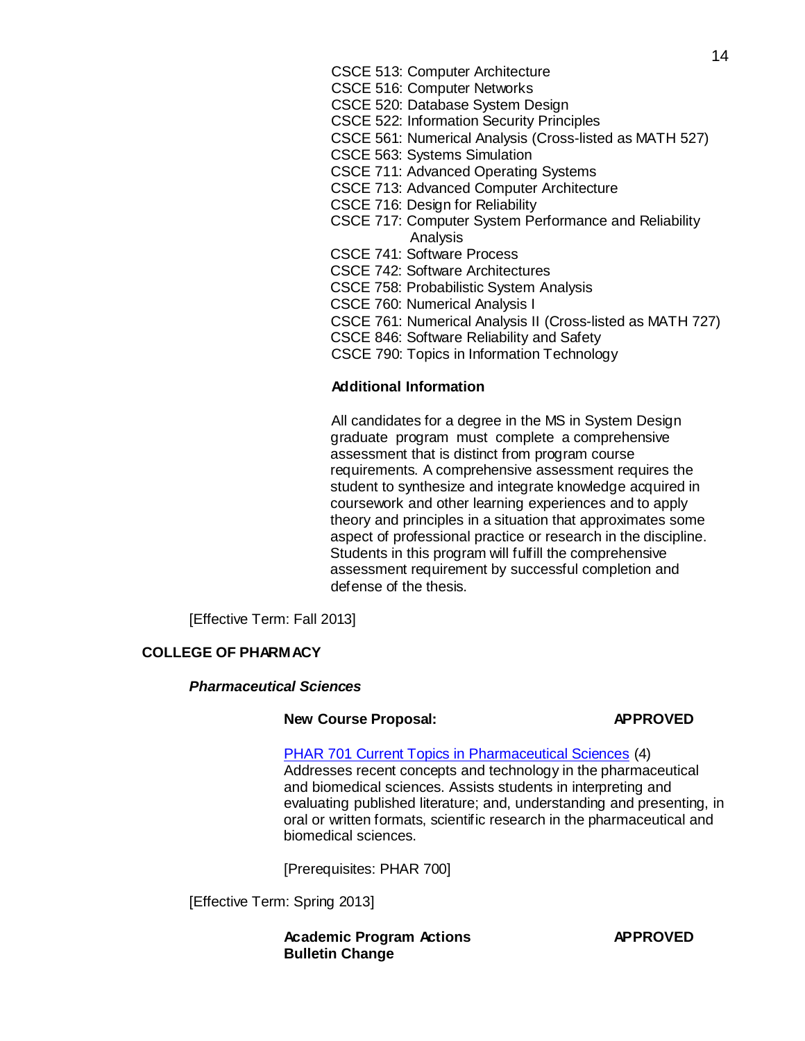CSCE 513: Computer Architecture
CSCE 516: Computer Networks
CSCE 520: Database System Design
CSCE 522: Information Security Principles
CSCE 561: Numerical Analysis (Cross-listed as MATH 527)
CSCE 563: Systems Simulation
CSCE 711: Advanced Operating Systems
CSCE 713: Advanced Computer Architecture
CSCE 716: Design for Reliability
CSCE 717: Computer System Performance and Reliability Analysis
CSCE 741: Software Process
CSCE 742: Software Architectures
CSCE 758: Probabilistic System Analysis
CSCE 760: Numerical Analysis I
CSCE 761: Numerical Analysis II (Cross-listed as MATH 727)
CSCE 846: Software Reliability and Safety
CSCE 790: Topics in Information Technology

**Additional Information**

All candidates for a degree in the MS in System Design graduate program must complete a comprehensive assessment that is distinct from program course requirements. A comprehensive assessment requires the student to synthesize and integrate knowledge acquired in coursework and other learning experiences and to apply theory and principles in a situation that approximates some aspect of professional practice or research in the discipline. Students in this program will fulfill the comprehensive assessment requirement by successful completion and defense of the thesis.

[Effective Term: Fall 2013]

## COLLEGE OF PHARMACY

### *Pharmaceutical Sciences*

**New Course Proposal:** **APPROVED**

PHAR 701 Current Topics in Pharmaceutical Sciences (4)
Addresses recent concepts and technology in the pharmaceutical and biomedical sciences. Assists students in interpreting and evaluating published literature; and, understanding and presenting, in oral or written formats, scientific research in the pharmaceutical and biomedical sciences.

[Prerequisites: PHAR 700]

[Effective Term: Spring 2013]

**Academic Program Actions** **APPROVED**
**Bulletin Change**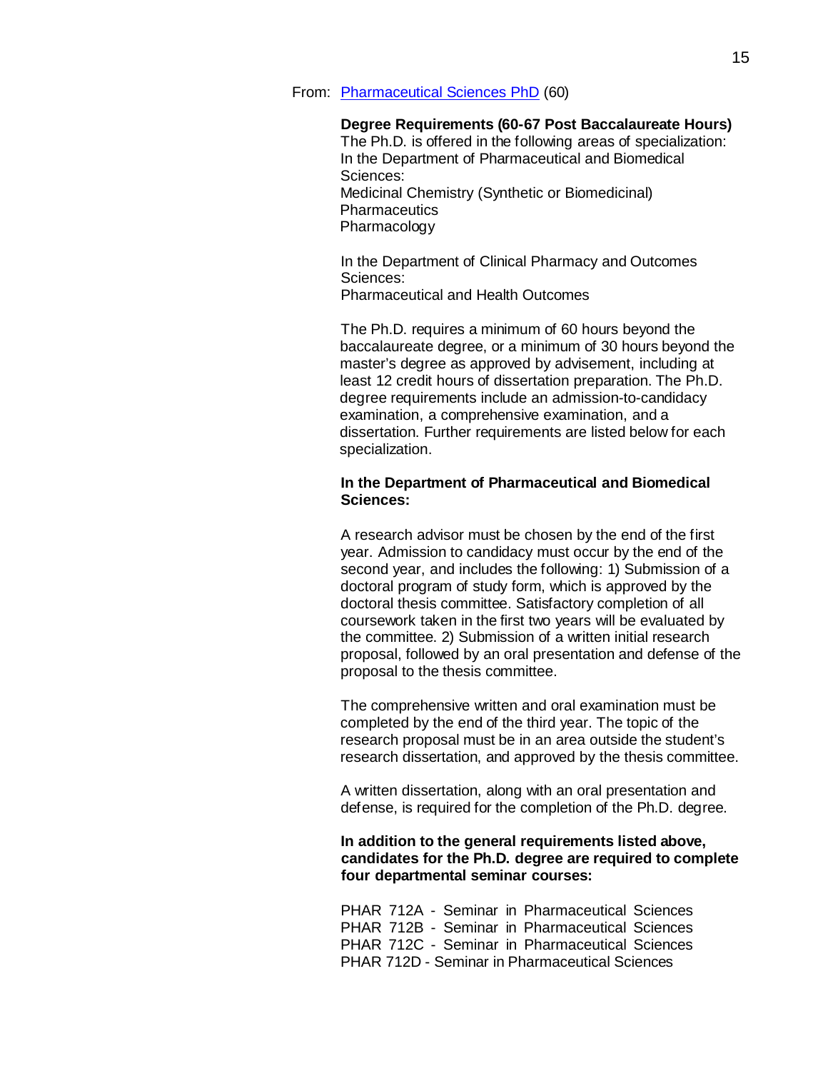From: [Pharmaceutical Sciences PhD](#) (60)

**Degree Requirements (60-67 Post Baccalaureate Hours)**
The Ph.D. is offered in the following areas of specialization:
In the Department of Pharmaceutical and Biomedical Sciences:
Medicinal Chemistry (Synthetic or Biomedicinal)
Pharmaceutics
Pharmacology

In the Department of Clinical Pharmacy and Outcomes Sciences:
Pharmaceutical and Health Outcomes

The Ph.D. requires a minimum of 60 hours beyond the baccalaureate degree, or a minimum of 30 hours beyond the master's degree as approved by advisement, including at least 12 credit hours of dissertation preparation. The Ph.D. degree requirements include an admission-to-candidacy examination, a comprehensive examination, and a dissertation. Further requirements are listed below for each specialization.

**In the Department of Pharmaceutical and Biomedical Sciences:**

A research advisor must be chosen by the end of the first year. Admission to candidacy must occur by the end of the second year, and includes the following: 1) Submission of a doctoral program of study form, which is approved by the doctoral thesis committee. Satisfactory completion of all coursework taken in the first two years will be evaluated by the committee. 2) Submission of a written initial research proposal, followed by an oral presentation and defense of the proposal to the thesis committee.

The comprehensive written and oral examination must be completed by the end of the third year. The topic of the research proposal must be in an area outside the student's research dissertation, and approved by the thesis committee.

A written dissertation, along with an oral presentation and defense, is required for the completion of the Ph.D. degree.

**In addition to the general requirements listed above, candidates for the Ph.D. degree are required to complete four departmental seminar courses:**

PHAR 712A - Seminar in Pharmaceutical Sciences
PHAR 712B - Seminar in Pharmaceutical Sciences
PHAR 712C - Seminar in Pharmaceutical Sciences
PHAR 712D - Seminar in Pharmaceutical Sciences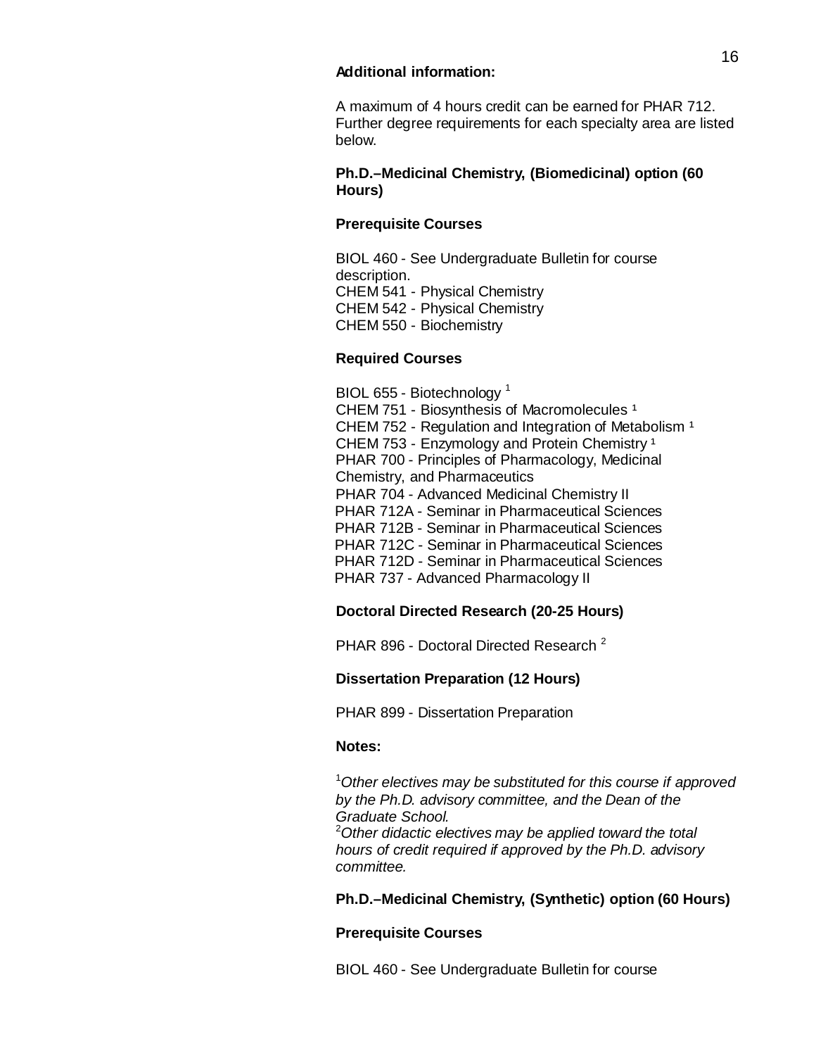**Additional information:**

A maximum of 4 hours credit can be earned for PHAR 712. Further degree requirements for each specialty area are listed below.

### Ph.D.–Medicinal Chemistry, (Biomedicinal) option (60 Hours)

**Prerequisite Courses**

BIOL 460 - See Undergraduate Bulletin for course description.
CHEM 541 - Physical Chemistry
CHEM 542 - Physical Chemistry
CHEM 550 - Biochemistry

**Required Courses**

BIOL 655 - Biotechnology [1]
CHEM 751 - Biosynthesis of Macromolecules [1]
CHEM 752 - Regulation and Integration of Metabolism [1]
CHEM 753 - Enzymology and Protein Chemistry [1]
PHAR 700 - Principles of Pharmacology, Medicinal Chemistry, and Pharmaceutics
PHAR 704 - Advanced Medicinal Chemistry II
PHAR 712A - Seminar in Pharmaceutical Sciences
PHAR 712B - Seminar in Pharmaceutical Sciences
PHAR 712C - Seminar in Pharmaceutical Sciences
PHAR 712D - Seminar in Pharmaceutical Sciences
PHAR 737 - Advanced Pharmacology II

**Doctoral Directed Research (20-25 Hours)**

PHAR 896 - Doctoral Directed Research [2]

**Dissertation Preparation (12 Hours)**

PHAR 899 - Dissertation Preparation

**Notes:**

[1]*Other electives may be substituted for this course if approved by the Ph.D. advisory committee, and the Dean of the Graduate School.*
[2]*Other didactic electives may be applied toward the total hours of credit required if approved by the Ph.D. advisory committee.*

### Ph.D.–Medicinal Chemistry, (Synthetic) option (60 Hours)

**Prerequisite Courses**

BIOL 460 - See Undergraduate Bulletin for course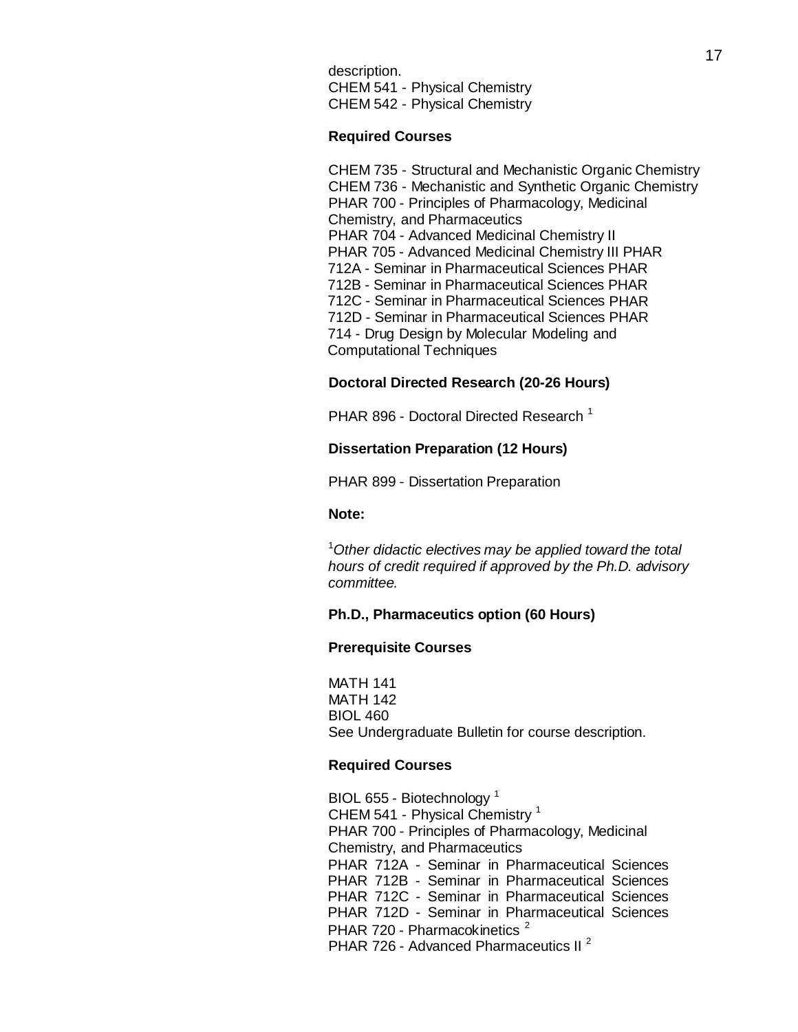description.
CHEM 541 - Physical Chemistry
CHEM 542 - Physical Chemistry

**Required Courses**

CHEM 735 - Structural and Mechanistic Organic Chemistry
CHEM 736 - Mechanistic and Synthetic Organic Chemistry
PHAR 700 - Principles of Pharmacology, Medicinal Chemistry, and Pharmaceutics
PHAR 704 - Advanced Medicinal Chemistry II
PHAR 705 - Advanced Medicinal Chemistry III
PHAR 712A - Seminar in Pharmaceutical Sciences
PHAR 712B - Seminar in Pharmaceutical Sciences
PHAR 712C - Seminar in Pharmaceutical Sciences
PHAR 712D - Seminar in Pharmaceutical Sciences
PHAR 714 - Drug Design by Molecular Modeling and Computational Techniques

**Doctoral Directed Research (20-26 Hours)**

PHAR 896 - Doctoral Directed Research [1]

**Dissertation Preparation (12 Hours)**

PHAR 899 - Dissertation Preparation

**Note:**

[1]*Other didactic electives may be applied toward the total hours of credit required if approved by the Ph.D. advisory committee.*

**Ph.D., Pharmaceutics option (60 Hours)**

**Prerequisite Courses**

MATH 141
MATH 142
BIOL 460
See Undergraduate Bulletin for course description.

**Required Courses**

BIOL 655 - Biotechnology [1]
CHEM 541 - Physical Chemistry [1]
PHAR 700 - Principles of Pharmacology, Medicinal Chemistry, and Pharmaceutics
PHAR 712A - Seminar in Pharmaceutical Sciences
PHAR 712B - Seminar in Pharmaceutical Sciences
PHAR 712C - Seminar in Pharmaceutical Sciences
PHAR 712D - Seminar in Pharmaceutical Sciences
PHAR 720 - Pharmacokinetics [2]
PHAR 726 - Advanced Pharmaceutics II [2]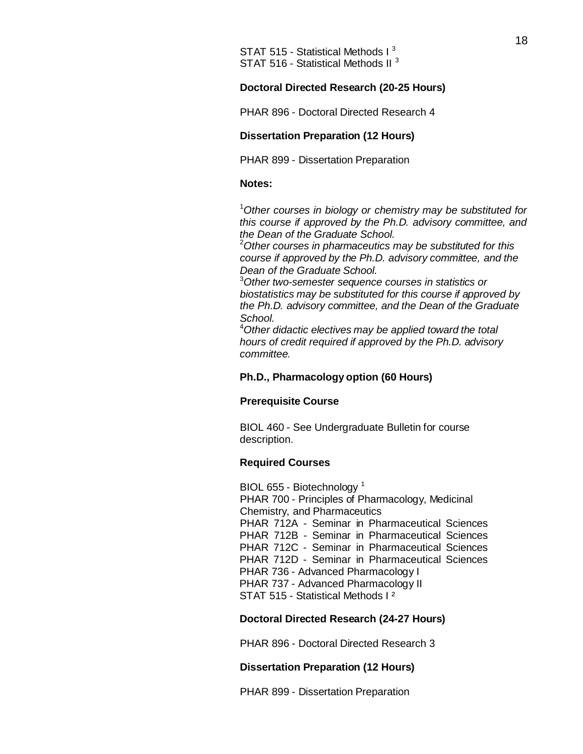STAT 515 - Statistical Methods I [3]
STAT 516 - Statistical Methods II [3]

**Doctoral Directed Research (20-25 Hours)**

PHAR 896 - Doctoral Directed Research 4

**Dissertation Preparation (12 Hours)**

PHAR 899 - Dissertation Preparation

**Notes:**

[1]*Other courses in biology or chemistry may be substituted for this course if approved by the Ph.D. advisory committee, and the Dean of the Graduate School.*
[2]*Other courses in pharmaceutics may be substituted for this course if approved by the Ph.D. advisory committee, and the Dean of the Graduate School.*
[3]*Other two-semester sequence courses in statistics or biostatistics may be substituted for this course if approved by the Ph.D. advisory committee, and the Dean of the Graduate School.*
[4]*Other didactic electives may be applied toward the total hours of credit required if approved by the Ph.D. advisory committee.*

**Ph.D., Pharmacology option (60 Hours)**

**Prerequisite Course**

BIOL 460 - See Undergraduate Bulletin for course description.

**Required Courses**

BIOL 655 - Biotechnology [1]
PHAR 700 - Principles of Pharmacology, Medicinal Chemistry, and Pharmaceutics
PHAR 712A - Seminar in Pharmaceutical Sciences
PHAR 712B - Seminar in Pharmaceutical Sciences
PHAR 712C - Seminar in Pharmaceutical Sciences
PHAR 712D - Seminar in Pharmaceutical Sciences
PHAR 736 - Advanced Pharmacology I
PHAR 737 - Advanced Pharmacology II
STAT 515 - Statistical Methods I [2]

**Doctoral Directed Research (24-27 Hours)**

PHAR 896 - Doctoral Directed Research 3

**Dissertation Preparation (12 Hours)**

PHAR 899 - Dissertation Preparation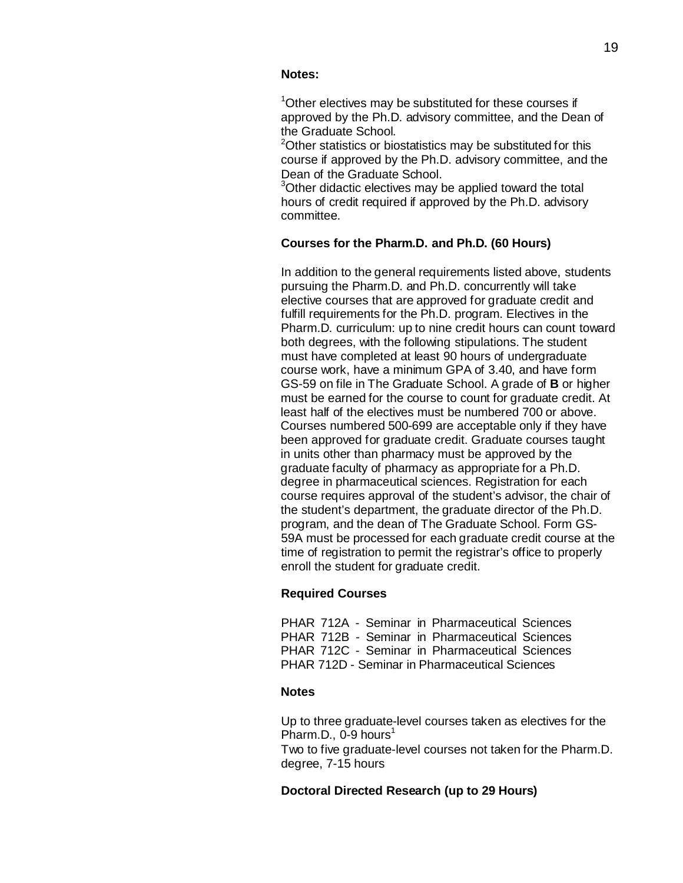**Notes:**

[1]Other electives may be substituted for these courses if approved by the Ph.D. advisory committee, and the Dean of the Graduate School.
[2]Other statistics or biostatistics may be substituted for this course if approved by the Ph.D. advisory committee, and the Dean of the Graduate School.
[3]Other didactic electives may be applied toward the total hours of credit required if approved by the Ph.D. advisory committee.

**Courses for the Pharm.D. and Ph.D. (60 Hours)**

In addition to the general requirements listed above, students pursuing the Pharm.D. and Ph.D. concurrently will take elective courses that are approved for graduate credit and fulfill requirements for the Ph.D. program. Electives in the Pharm.D. curriculum: up to nine credit hours can count toward both degrees, with the following stipulations. The student must have completed at least 90 hours of undergraduate course work, have a minimum GPA of 3.40, and have form GS-59 on file in The Graduate School. A grade of **B** or higher must be earned for the course to count for graduate credit. At least half of the electives must be numbered 700 or above. Courses numbered 500-699 are acceptable only if they have been approved for graduate credit. Graduate courses taught in units other than pharmacy must be approved by the graduate faculty of pharmacy as appropriate for a Ph.D. degree in pharmaceutical sciences. Registration for each course requires approval of the student's advisor, the chair of the student's department, the graduate director of the Ph.D. program, and the dean of The Graduate School. Form GS-59A must be processed for each graduate credit course at the time of registration to permit the registrar's office to properly enroll the student for graduate credit.

**Required Courses**

PHAR 712A - Seminar in Pharmaceutical Sciences
PHAR 712B - Seminar in Pharmaceutical Sciences
PHAR 712C - Seminar in Pharmaceutical Sciences
PHAR 712D - Seminar in Pharmaceutical Sciences

**Notes**

Up to three graduate-level courses taken as electives for the Pharm.D., 0-9 hours[1]
Two to five graduate-level courses not taken for the Pharm.D. degree, 7-15 hours

**Doctoral Directed Research (up to 29 Hours)**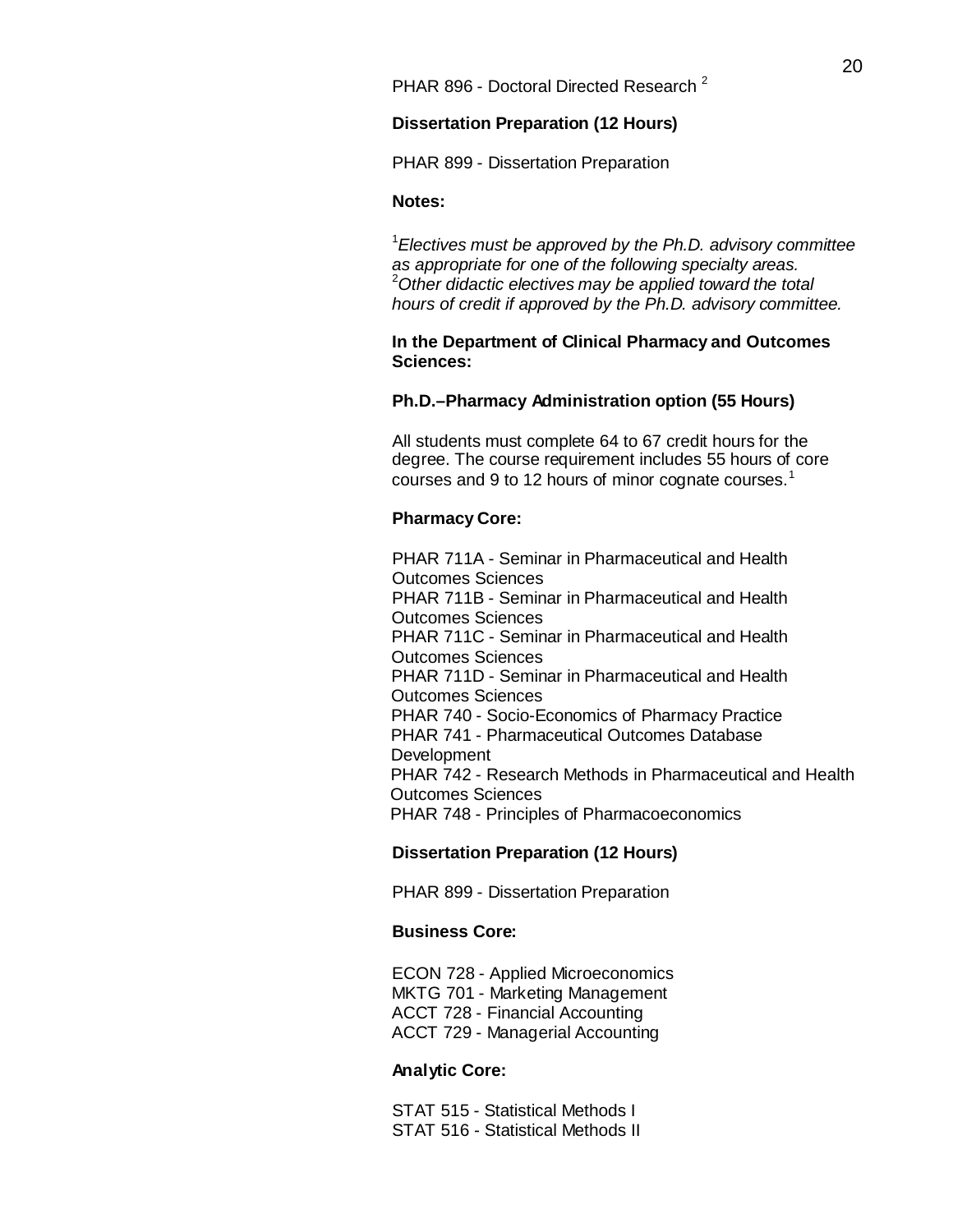PHAR 896 - Doctoral Directed Research [2]

**Dissertation Preparation (12 Hours)**

PHAR 899 - Dissertation Preparation

**Notes:**

[1]*Electives must be approved by the Ph.D. advisory committee as appropriate for one of the following specialty areas.*
[2]*Other didactic electives may be applied toward the total hours of credit if approved by the Ph.D. advisory committee.*

**In the Department of Clinical Pharmacy and Outcomes Sciences:**

**Ph.D.–Pharmacy Administration option (55 Hours)**

All students must complete 64 to 67 credit hours for the degree. The course requirement includes 55 hours of core courses and 9 to 12 hours of minor cognate courses.[1]

**Pharmacy Core:**

PHAR 711A - Seminar in Pharmaceutical and Health Outcomes Sciences
PHAR 711B - Seminar in Pharmaceutical and Health Outcomes Sciences
PHAR 711C - Seminar in Pharmaceutical and Health Outcomes Sciences
PHAR 711D - Seminar in Pharmaceutical and Health Outcomes Sciences
PHAR 740 - Socio-Economics of Pharmacy Practice
PHAR 741 - Pharmaceutical Outcomes Database Development
PHAR 742 - Research Methods in Pharmaceutical and Health Outcomes Sciences
PHAR 748 - Principles of Pharmacoeconomics

**Dissertation Preparation (12 Hours)**

PHAR 899 - Dissertation Preparation

**Business Core:**

ECON 728 - Applied Microeconomics
MKTG 701 - Marketing Management
ACCT 728 - Financial Accounting
ACCT 729 - Managerial Accounting

**Analytic Core:**

STAT 515 - Statistical Methods I
STAT 516 - Statistical Methods II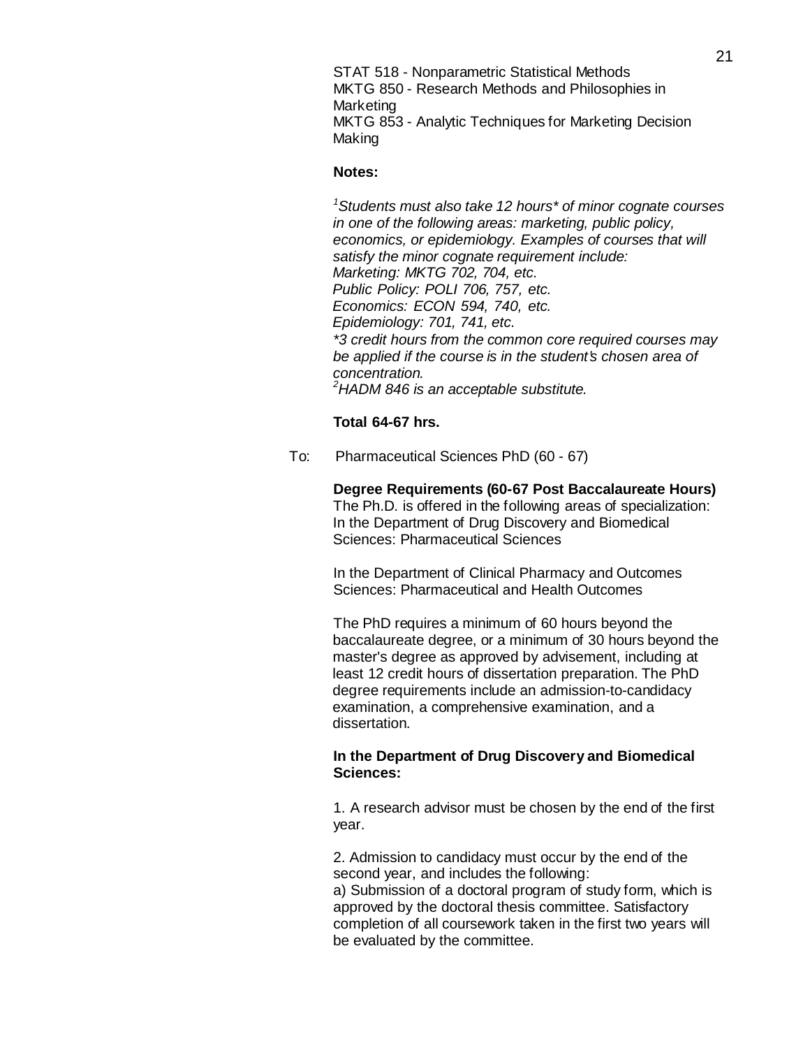STAT 518 - Nonparametric Statistical Methods
MKTG 850 - Research Methods and Philosophies in Marketing
MKTG 853 - Analytic Techniques for Marketing Decision Making

**Notes:**

*[1]Students must also take 12 hours* of minor cognate courses in one of the following areas: marketing, public policy, economics, or epidemiology. Examples of courses that will satisfy the minor cognate requirement include:*
*Marketing: MKTG 702, 704, etc.*
*Public Policy: POLI 706, 757, etc.*
*Economics: ECON 594, 740, etc.*
*Epidemiology: 701, 741, etc.*
**3 credit hours from the common core required courses may be applied if the course is in the student's chosen area of concentration.*
*[2]HADM 846 is an acceptable substitute.*

**Total 64-67 hrs.**

To: Pharmaceutical Sciences PhD (60 - 67)

**Degree Requirements (60-67 Post Baccalaureate Hours)**
The Ph.D. is offered in the following areas of specialization:
In the Department of Drug Discovery and Biomedical Sciences: Pharmaceutical Sciences

In the Department of Clinical Pharmacy and Outcomes Sciences: Pharmaceutical and Health Outcomes

The PhD requires a minimum of 60 hours beyond the baccalaureate degree, or a minimum of 30 hours beyond the master's degree as approved by advisement, including at least 12 credit hours of dissertation preparation. The PhD degree requirements include an admission-to-candidacy examination, a comprehensive examination, and a dissertation.

**In the Department of Drug Discovery and Biomedical Sciences:**

1. A research advisor must be chosen by the end of the first year.

2. Admission to candidacy must occur by the end of the second year, and includes the following:
a) Submission of a doctoral program of study form, which is approved by the doctoral thesis committee. Satisfactory completion of all coursework taken in the first two years will be evaluated by the committee.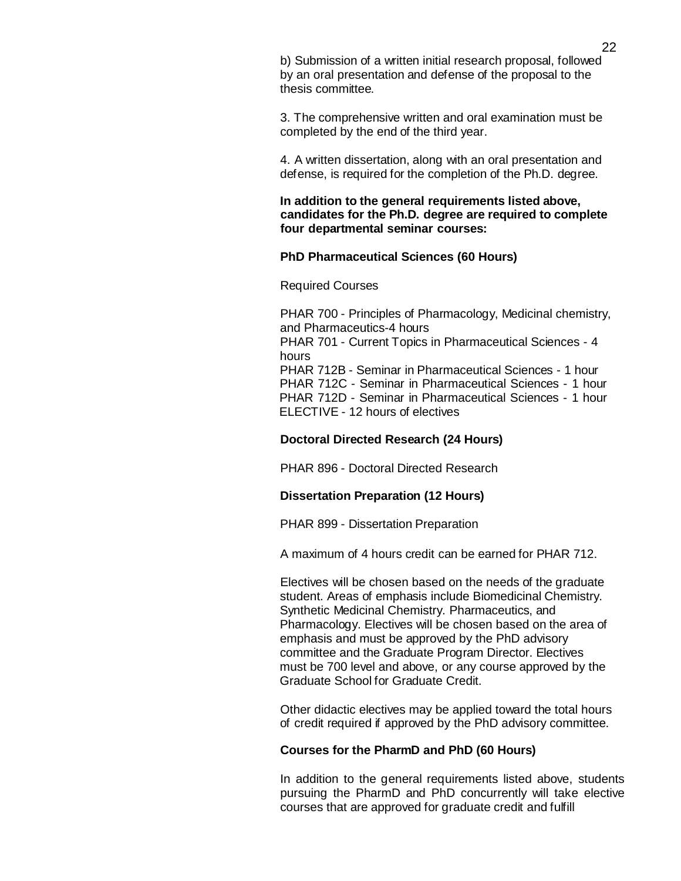b) Submission of a written initial research proposal, followed by an oral presentation and defense of the proposal to the thesis committee.

3. The comprehensive written and oral examination must be completed by the end of the third year.

4. A written dissertation, along with an oral presentation and defense, is required for the completion of the Ph.D. degree.

**In addition to the general requirements listed above, candidates for the Ph.D. degree are required to complete four departmental seminar courses:**

**PhD Pharmaceutical Sciences (60 Hours)**

Required Courses

PHAR 700 - Principles of Pharmacology, Medicinal chemistry, and Pharmaceutics-4 hours
PHAR 701 - Current Topics in Pharmaceutical Sciences - 4 hours
PHAR 712B - Seminar in Pharmaceutical Sciences - 1 hour
PHAR 712C - Seminar in Pharmaceutical Sciences - 1 hour
PHAR 712D - Seminar in Pharmaceutical Sciences - 1 hour
ELECTIVE - 12 hours of electives

**Doctoral Directed Research (24 Hours)**

PHAR 896 - Doctoral Directed Research

**Dissertation Preparation (12 Hours)**

PHAR 899 - Dissertation Preparation

A maximum of 4 hours credit can be earned for PHAR 712.

Electives will be chosen based on the needs of the graduate student. Areas of emphasis include Biomedicinal Chemistry. Synthetic Medicinal Chemistry. Pharmaceutics, and Pharmacology. Electives will be chosen based on the area of emphasis and must be approved by the PhD advisory committee and the Graduate Program Director. Electives must be 700 level and above, or any course approved by the Graduate School for Graduate Credit.

Other didactic electives may be applied toward the total hours of credit required if approved by the PhD advisory committee.

**Courses for the PharmD and PhD (60 Hours)**

In addition to the general requirements listed above, students pursuing the PharmD and PhD concurrently will take elective courses that are approved for graduate credit and fulfill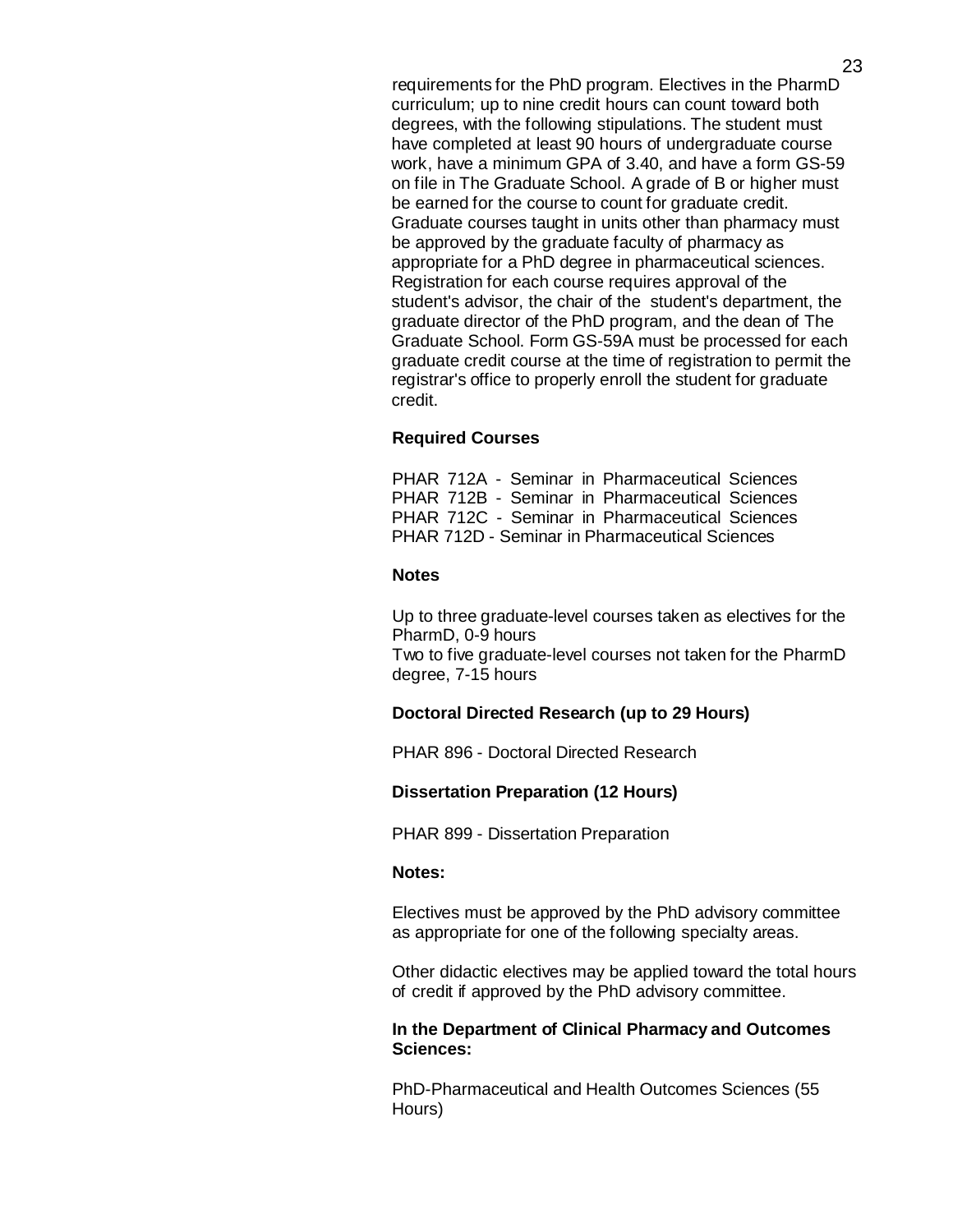requirements for the PhD program. Electives in the PharmD curriculum; up to nine credit hours can count toward both degrees, with the following stipulations. The student must have completed at least 90 hours of undergraduate course work, have a minimum GPA of 3.40, and have a form GS-59 on file in The Graduate School. A grade of B or higher must be earned for the course to count for graduate credit. Graduate courses taught in units other than pharmacy must be approved by the graduate faculty of pharmacy as appropriate for a PhD degree in pharmaceutical sciences. Registration for each course requires approval of the student's advisor, the chair of the student's department, the graduate director of the PhD program, and the dean of The Graduate School. Form GS-59A must be processed for each graduate credit course at the time of registration to permit the registrar's office to properly enroll the student for graduate credit.

**Required Courses**

PHAR 712A - Seminar in Pharmaceutical Sciences
PHAR 712B - Seminar in Pharmaceutical Sciences
PHAR 712C - Seminar in Pharmaceutical Sciences
PHAR 712D - Seminar in Pharmaceutical Sciences

**Notes**

Up to three graduate-level courses taken as electives for the PharmD, 0-9 hours
Two to five graduate-level courses not taken for the PharmD degree, 7-15 hours

**Doctoral Directed Research (up to 29 Hours)**

PHAR 896 - Doctoral Directed Research

**Dissertation Preparation (12 Hours)**

PHAR 899 - Dissertation Preparation

**Notes:**

Electives must be approved by the PhD advisory committee as appropriate for one of the following specialty areas.

Other didactic electives may be applied toward the total hours of credit if approved by the PhD advisory committee.

**In the Department of Clinical Pharmacy and Outcomes Sciences:**

PhD-Pharmaceutical and Health Outcomes Sciences (55 Hours)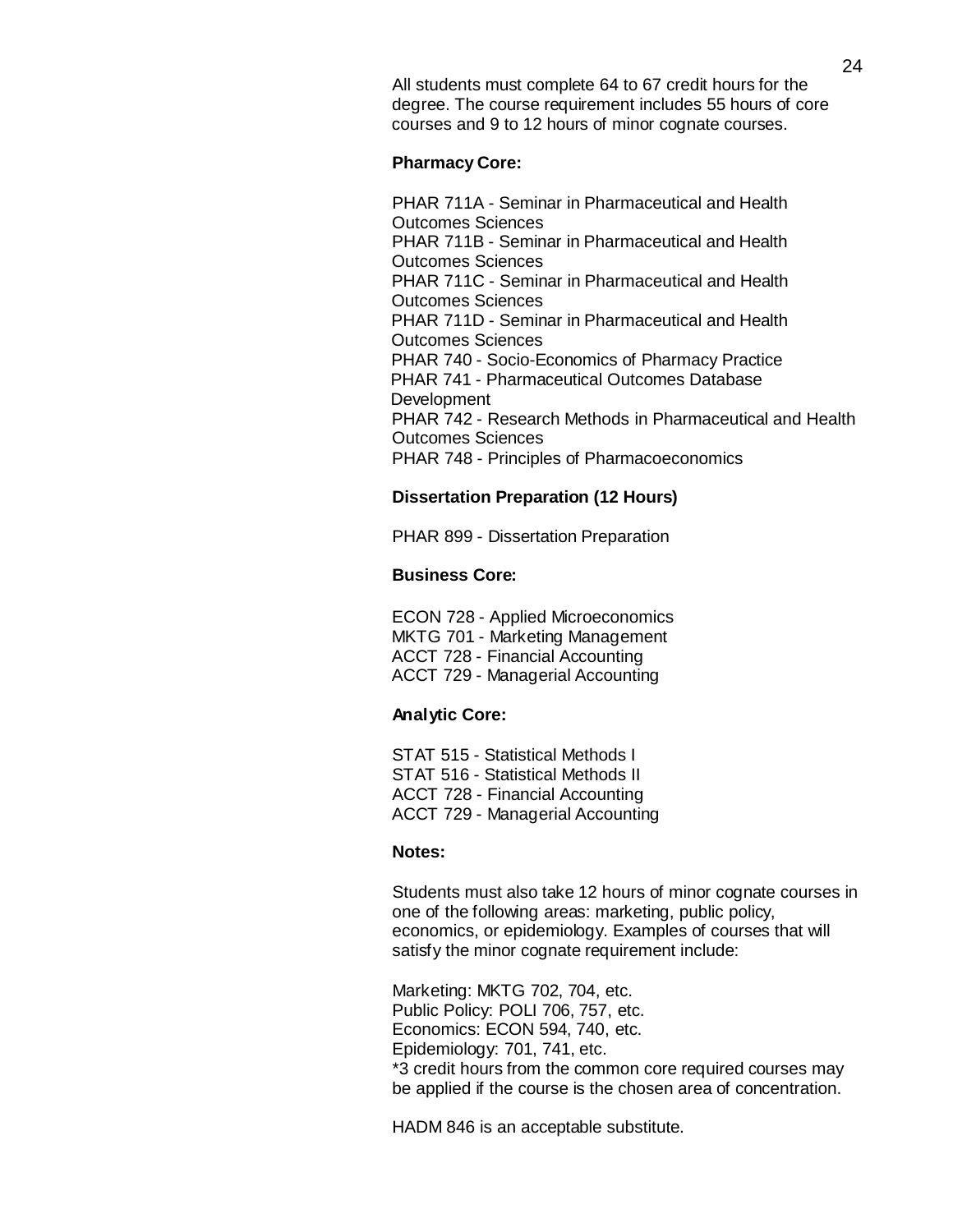All students must complete 64 to 67 credit hours for the degree. The course requirement includes 55 hours of core courses and 9 to 12 hours of minor cognate courses.

**Pharmacy Core:**

PHAR 711A - Seminar in Pharmaceutical and Health Outcomes Sciences
PHAR 711B - Seminar in Pharmaceutical and Health Outcomes Sciences
PHAR 711C - Seminar in Pharmaceutical and Health Outcomes Sciences
PHAR 711D - Seminar in Pharmaceutical and Health Outcomes Sciences
PHAR 740 - Socio-Economics of Pharmacy Practice
PHAR 741 - Pharmaceutical Outcomes Database Development
PHAR 742 - Research Methods in Pharmaceutical and Health Outcomes Sciences
PHAR 748 - Principles of Pharmacoeconomics

**Dissertation Preparation (12 Hours)**

PHAR 899 - Dissertation Preparation

**Business Core:**

ECON 728 - Applied Microeconomics
MKTG 701 - Marketing Management
ACCT 728 - Financial Accounting
ACCT 729 - Managerial Accounting

**Analytic Core:**

STAT 515 - Statistical Methods I
STAT 516 - Statistical Methods II
ACCT 728 - Financial Accounting
ACCT 729 - Managerial Accounting

**Notes:**

Students must also take 12 hours of minor cognate courses in one of the following areas: marketing, public policy, economics, or epidemiology. Examples of courses that will satisfy the minor cognate requirement include:

Marketing: MKTG 702, 704, etc.
Public Policy: POLI 706, 757, etc.
Economics: ECON 594, 740, etc.
Epidemiology: 701, 741, etc.
*3 credit hours from the common core required courses may be applied if the course is the chosen area of concentration.

HADM 846 is an acceptable substitute.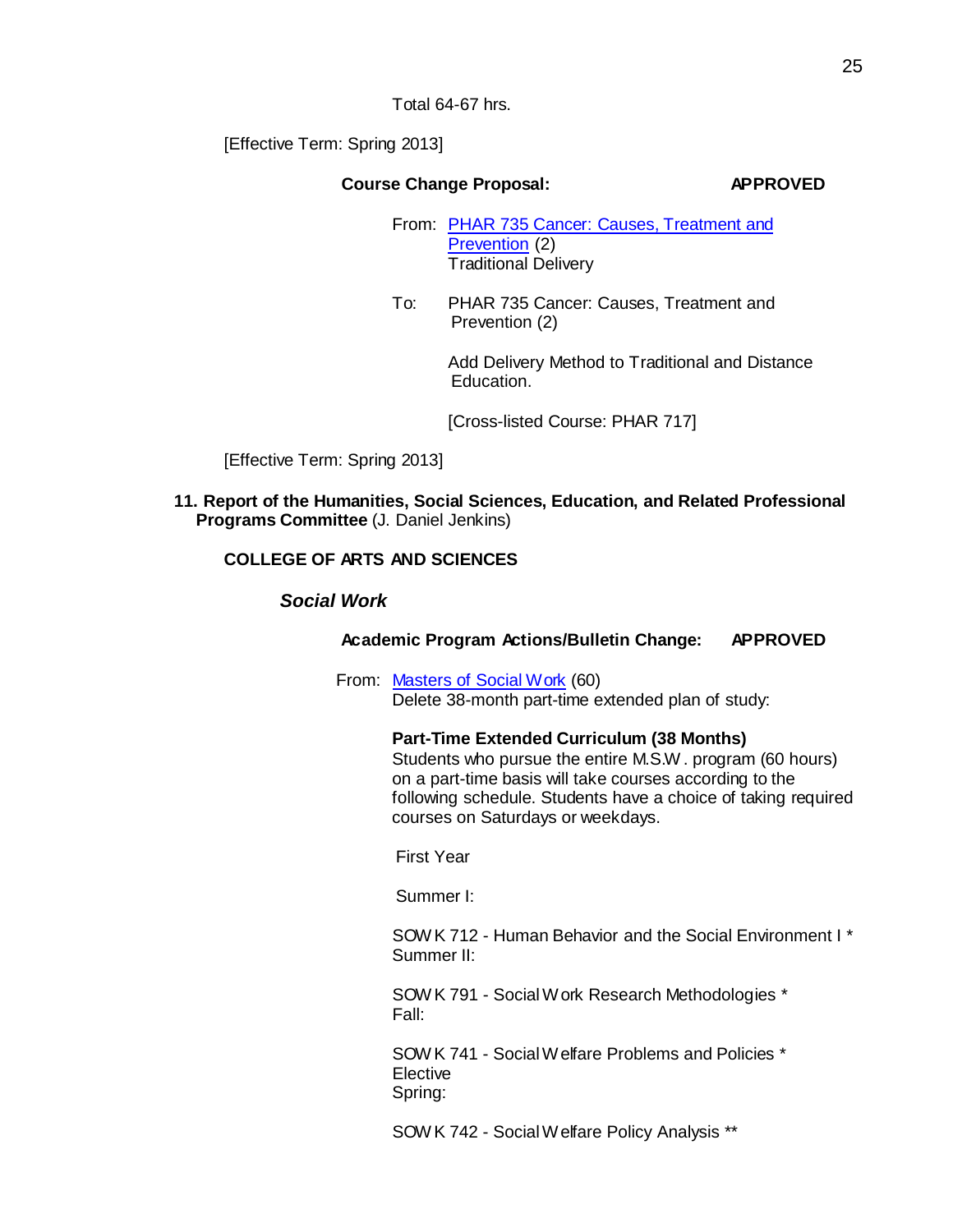Total 64-67 hrs.

[Effective Term: Spring 2013]

**Course Change Proposal:** **APPROVED**

From: PHAR 735 Cancer: Causes, Treatment and Prevention (2)
Traditional Delivery

To: PHAR 735 Cancer: Causes, Treatment and Prevention (2)

Add Delivery Method to Traditional and Distance Education.

[Cross-listed Course: PHAR 717]

[Effective Term: Spring 2013]

**11. Report of the Humanities, Social Sciences, Education, and Related Professional Programs Committee** (J. Daniel Jenkins)

**COLLEGE OF ARTS AND SCIENCES**

***Social Work***

**Academic Program Actions/Bulletin Change:** **APPROVED**

From: Masters of Social Work (60)
Delete 38-month part-time extended plan of study:

**Part-Time Extended Curriculum (38 Months)**
Students who pursue the entire M.S.W. program (60 hours) on a part-time basis will take courses according to the following schedule. Students have a choice of taking required courses on Saturdays or weekdays.

First Year

Summer I:

SOWK 712 - Human Behavior and the Social Environment I *
Summer II:

SOWK 791 - Social Work Research Methodologies *
Fall:

SOWK 741 - Social Welfare Problems and Policies *
Elective
Spring:

SOWK 742 - Social Welfare Policy Analysis **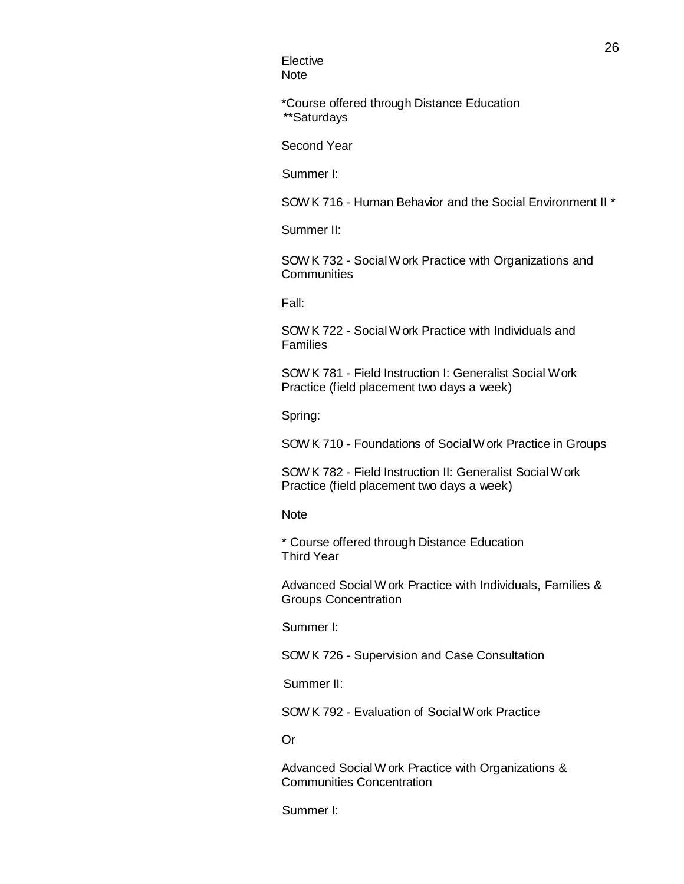Elective
Note

*Course offered through Distance Education
**Saturdays

Second Year

Summer I:

SOWK 716 - Human Behavior and the Social Environment II *

Summer II:

SOWK 732 - Social Work Practice with Organizations and Communities

Fall:

SOWK 722 - Social Work Practice with Individuals and Families

SOWK 781 - Field Instruction I: Generalist Social Work Practice (field placement two days a week)

Spring:

SOWK 710 - Foundations of Social Work Practice in Groups

SOWK 782 - Field Instruction II: Generalist Social Work Practice (field placement two days a week)

Note

* Course offered through Distance Education
Third Year

Advanced Social Work Practice with Individuals, Families & Groups Concentration

Summer I:

SOWK 726 - Supervision and Case Consultation

Summer II:

SOWK 792 - Evaluation of Social Work Practice

Or

Advanced Social Work Practice with Organizations & Communities Concentration

Summer I: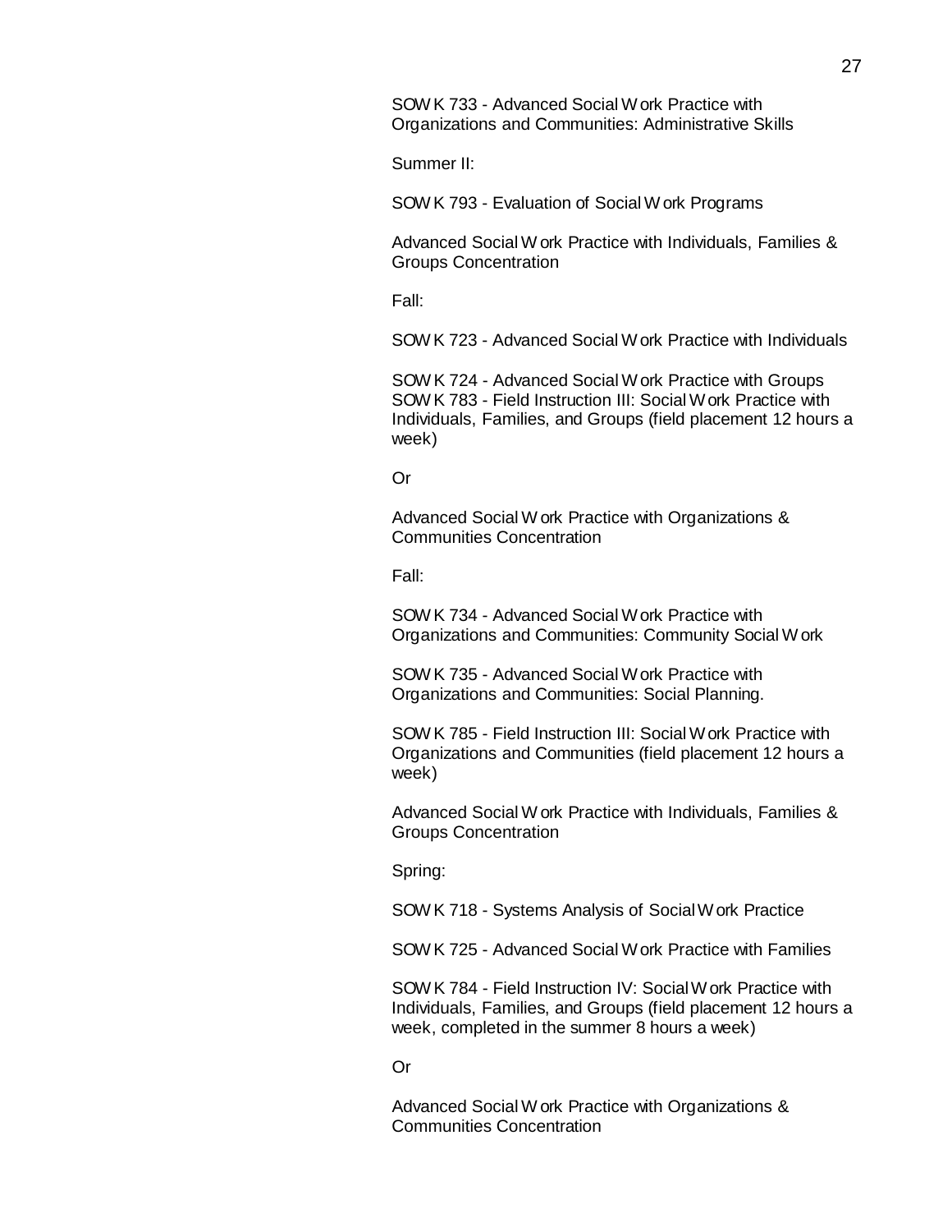SOWK 733 - Advanced Social Work Practice with Organizations and Communities: Administrative Skills

Summer II:

SOWK 793 - Evaluation of Social Work Programs

Advanced Social Work Practice with Individuals, Families & Groups Concentration

Fall:

SOWK 723 - Advanced Social Work Practice with Individuals

SOWK 724 - Advanced Social Work Practice with Groups
SOWK 783 - Field Instruction III: Social Work Practice with Individuals, Families, and Groups (field placement 12 hours a week)

Or

Advanced Social Work Practice with Organizations & Communities Concentration

Fall:

SOWK 734 - Advanced Social Work Practice with Organizations and Communities: Community Social Work

SOWK 735 - Advanced Social Work Practice with Organizations and Communities: Social Planning.

SOWK 785 - Field Instruction III: Social Work Practice with Organizations and Communities (field placement 12 hours a week)

Advanced Social Work Practice with Individuals, Families & Groups Concentration

Spring:

SOWK 718 - Systems Analysis of Social Work Practice

SOWK 725 - Advanced Social Work Practice with Families

SOWK 784 - Field Instruction IV: Social Work Practice with Individuals, Families, and Groups (field placement 12 hours a week, completed in the summer 8 hours a week)

Or

Advanced Social Work Practice with Organizations & Communities Concentration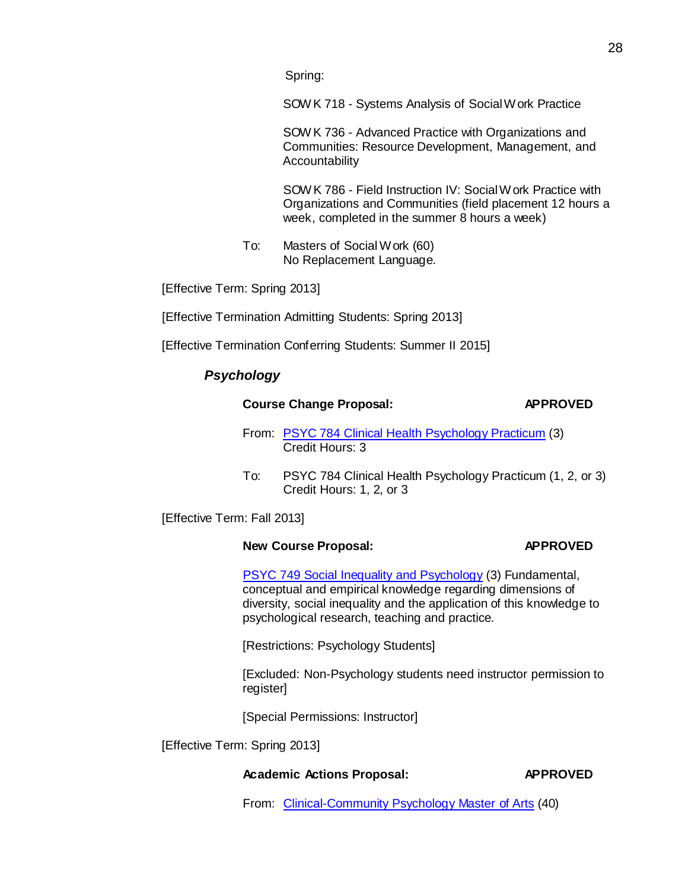Spring:

SOWK 718 - Systems Analysis of Social Work Practice

SOWK 736 - Advanced Practice with Organizations and Communities: Resource Development, Management, and Accountability

SOWK 786 - Field Instruction IV: Social Work Practice with Organizations and Communities (field placement 12 hours a week, completed in the summer 8 hours a week)

To: Masters of Social Work (60)
No Replacement Language.

[Effective Term: Spring 2013]

[Effective Termination Admitting Students: Spring 2013]

[Effective Termination Conferring Students: Summer II 2015]

### *Psychology*

**Course Change Proposal:** **APPROVED**

From: PSYC 784 Clinical Health Psychology Practicum (3)
Credit Hours: 3

To: PSYC 784 Clinical Health Psychology Practicum (1, 2, or 3)
Credit Hours: 1, 2, or 3

[Effective Term: Fall 2013]

**New Course Proposal:** **APPROVED**

PSYC 749 Social Inequality and Psychology (3) Fundamental, conceptual and empirical knowledge regarding dimensions of diversity, social inequality and the application of this knowledge to psychological research, teaching and practice.

[Restrictions: Psychology Students]

[Excluded: Non-Psychology students need instructor permission to register]

[Special Permissions: Instructor]

[Effective Term: Spring 2013]

**Academic Actions Proposal:** **APPROVED**

From: Clinical-Community Psychology Master of Arts (40)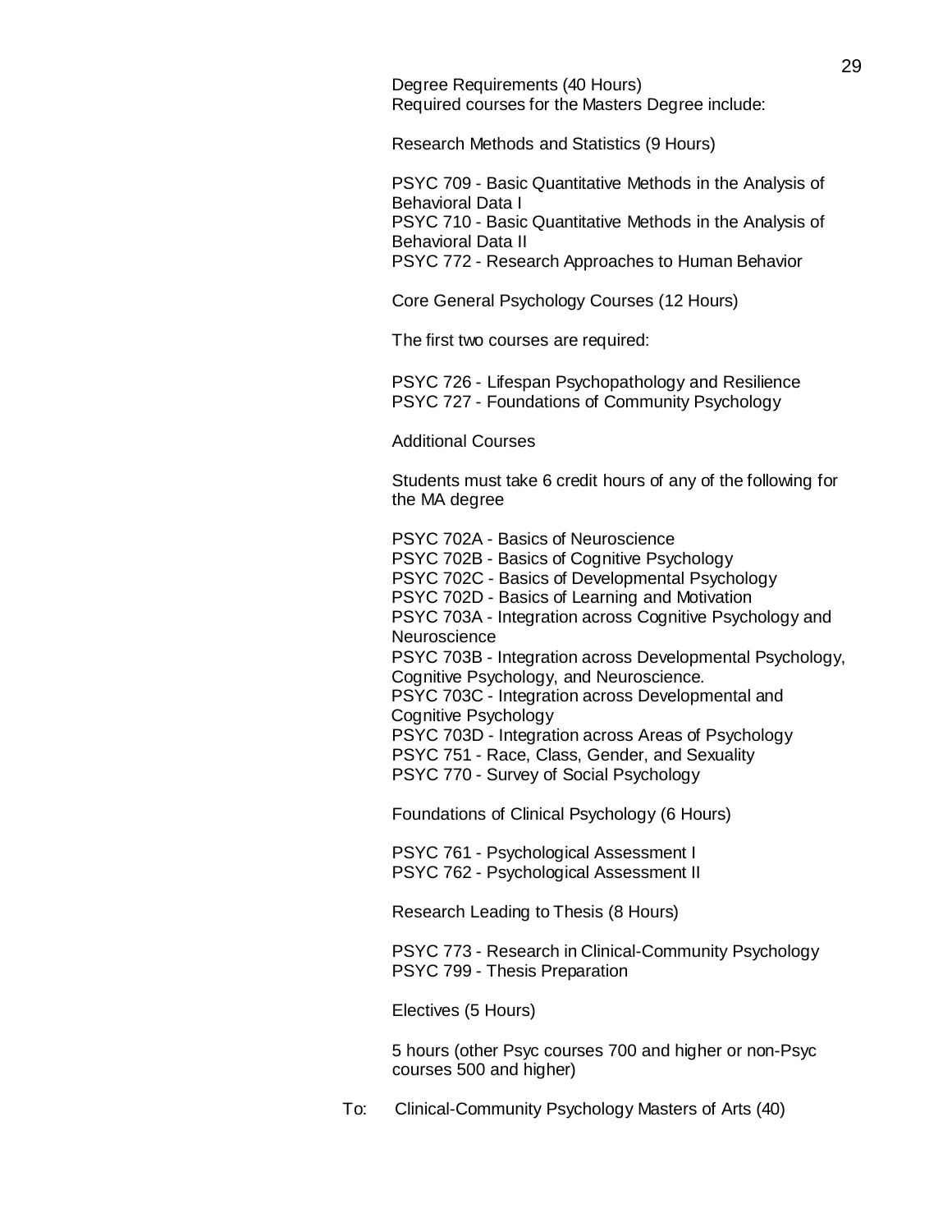Degree Requirements (40 Hours)
Required courses for the Masters Degree include:

Research Methods and Statistics (9 Hours)

PSYC 709 - Basic Quantitative Methods in the Analysis of Behavioral Data I
PSYC 710 - Basic Quantitative Methods in the Analysis of Behavioral Data II
PSYC 772 - Research Approaches to Human Behavior

Core General Psychology Courses (12 Hours)

The first two courses are required:

PSYC 726 - Lifespan Psychopathology and Resilience
PSYC 727 - Foundations of Community Psychology

Additional Courses

Students must take 6 credit hours of any of the following for the MA degree

PSYC 702A - Basics of Neuroscience
PSYC 702B - Basics of Cognitive Psychology
PSYC 702C - Basics of Developmental Psychology
PSYC 702D - Basics of Learning and Motivation
PSYC 703A - Integration across Cognitive Psychology and Neuroscience
PSYC 703B - Integration across Developmental Psychology, Cognitive Psychology, and Neuroscience.
PSYC 703C - Integration across Developmental and Cognitive Psychology
PSYC 703D - Integration across Areas of Psychology
PSYC 751 - Race, Class, Gender, and Sexuality
PSYC 770 - Survey of Social Psychology

Foundations of Clinical Psychology (6 Hours)

PSYC 761 - Psychological Assessment I
PSYC 762 - Psychological Assessment II

Research Leading to Thesis (8 Hours)

PSYC 773 - Research in Clinical-Community Psychology
PSYC 799 - Thesis Preparation

Electives (5 Hours)

5 hours (other Psyc courses 700 and higher or non-Psyc courses 500 and higher)

To: Clinical-Community Psychology Masters of Arts (40)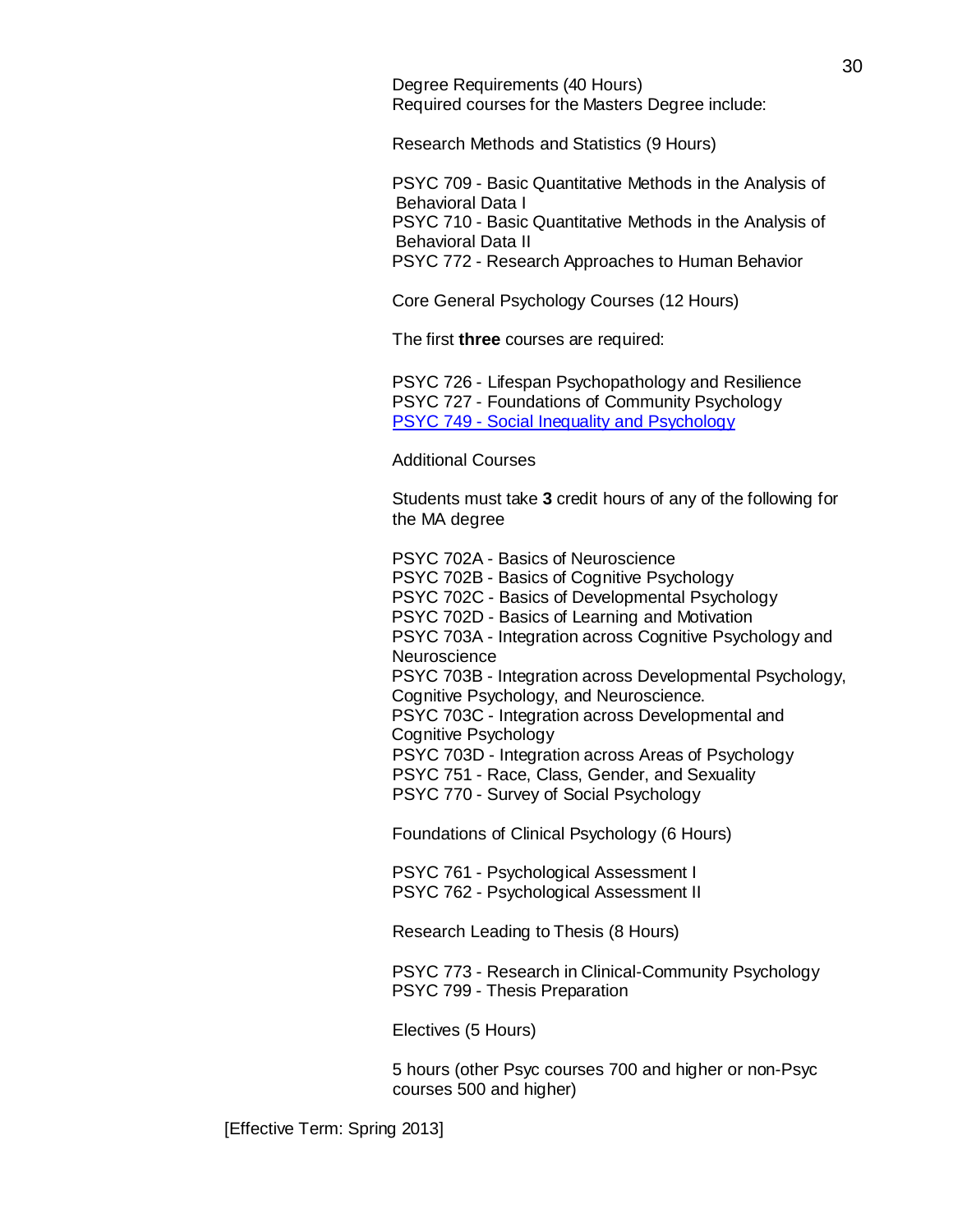Degree Requirements (40 Hours)
Required courses for the Masters Degree include:

Research Methods and Statistics (9 Hours)

PSYC 709 - Basic Quantitative Methods in the Analysis of Behavioral Data I
PSYC 710 - Basic Quantitative Methods in the Analysis of Behavioral Data II
PSYC 772 - Research Approaches to Human Behavior

Core General Psychology Courses (12 Hours)

The first **three** courses are required:

PSYC 726 - Lifespan Psychopathology and Resilience
PSYC 727 - Foundations of Community Psychology
PSYC 749 - Social Inequality and Psychology

Additional Courses

Students must take **3** credit hours of any of the following for the MA degree

PSYC 702A - Basics of Neuroscience
PSYC 702B - Basics of Cognitive Psychology
PSYC 702C - Basics of Developmental Psychology
PSYC 702D - Basics of Learning and Motivation
PSYC 703A - Integration across Cognitive Psychology and Neuroscience
PSYC 703B - Integration across Developmental Psychology, Cognitive Psychology, and Neuroscience.
PSYC 703C - Integration across Developmental and Cognitive Psychology
PSYC 703D - Integration across Areas of Psychology
PSYC 751 - Race, Class, Gender, and Sexuality
PSYC 770 - Survey of Social Psychology

Foundations of Clinical Psychology (6 Hours)

PSYC 761 - Psychological Assessment I
PSYC 762 - Psychological Assessment II

Research Leading to Thesis (8 Hours)

PSYC 773 - Research in Clinical-Community Psychology
PSYC 799 - Thesis Preparation

Electives (5 Hours)

5 hours (other Psyc courses 700 and higher or non-Psyc courses 500 and higher)

[Effective Term: Spring 2013]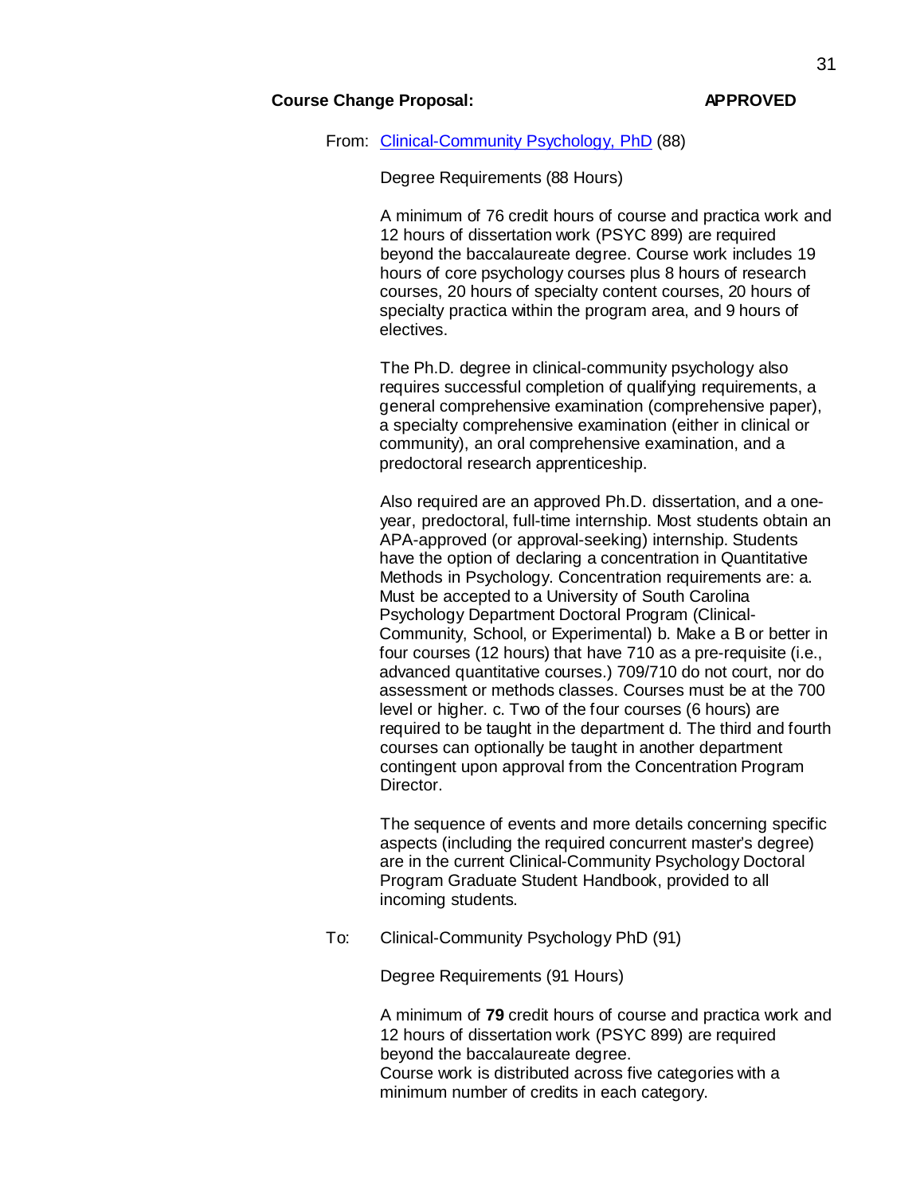**Course Change Proposal:** **APPROVED**

From: [Clinical-Community Psychology, PhD](#) (88)

Degree Requirements (88 Hours)

A minimum of 76 credit hours of course and practica work and 12 hours of dissertation work (PSYC 899) are required beyond the baccalaureate degree. Course work includes 19 hours of core psychology courses plus 8 hours of research courses, 20 hours of specialty content courses, 20 hours of specialty practica within the program area, and 9 hours of electives.

The Ph.D. degree in clinical-community psychology also requires successful completion of qualifying requirements, a general comprehensive examination (comprehensive paper), a specialty comprehensive examination (either in clinical or community), an oral comprehensive examination, and a predoctoral research apprenticeship.

Also required are an approved Ph.D. dissertation, and a one-year, predoctoral, full-time internship. Most students obtain an APA-approved (or approval-seeking) internship. Students have the option of declaring a concentration in Quantitative Methods in Psychology. Concentration requirements are: a. Must be accepted to a University of South Carolina Psychology Department Doctoral Program (Clinical-Community, School, or Experimental) b. Make a B or better in four courses (12 hours) that have 710 as a pre-requisite (i.e., advanced quantitative courses.) 709/710 do not court, nor do assessment or methods classes. Courses must be at the 700 level or higher. c. Two of the four courses (6 hours) are required to be taught in the department d. The third and fourth courses can optionally be taught in another department contingent upon approval from the Concentration Program Director.

The sequence of events and more details concerning specific aspects (including the required concurrent master's degree) are in the current Clinical-Community Psychology Doctoral Program Graduate Student Handbook, provided to all incoming students.

To: Clinical-Community Psychology PhD (91)

Degree Requirements (91 Hours)

A minimum of **79** credit hours of course and practica work and 12 hours of dissertation work (PSYC 899) are required beyond the baccalaureate degree.
Course work is distributed across five categories with a minimum number of credits in each category.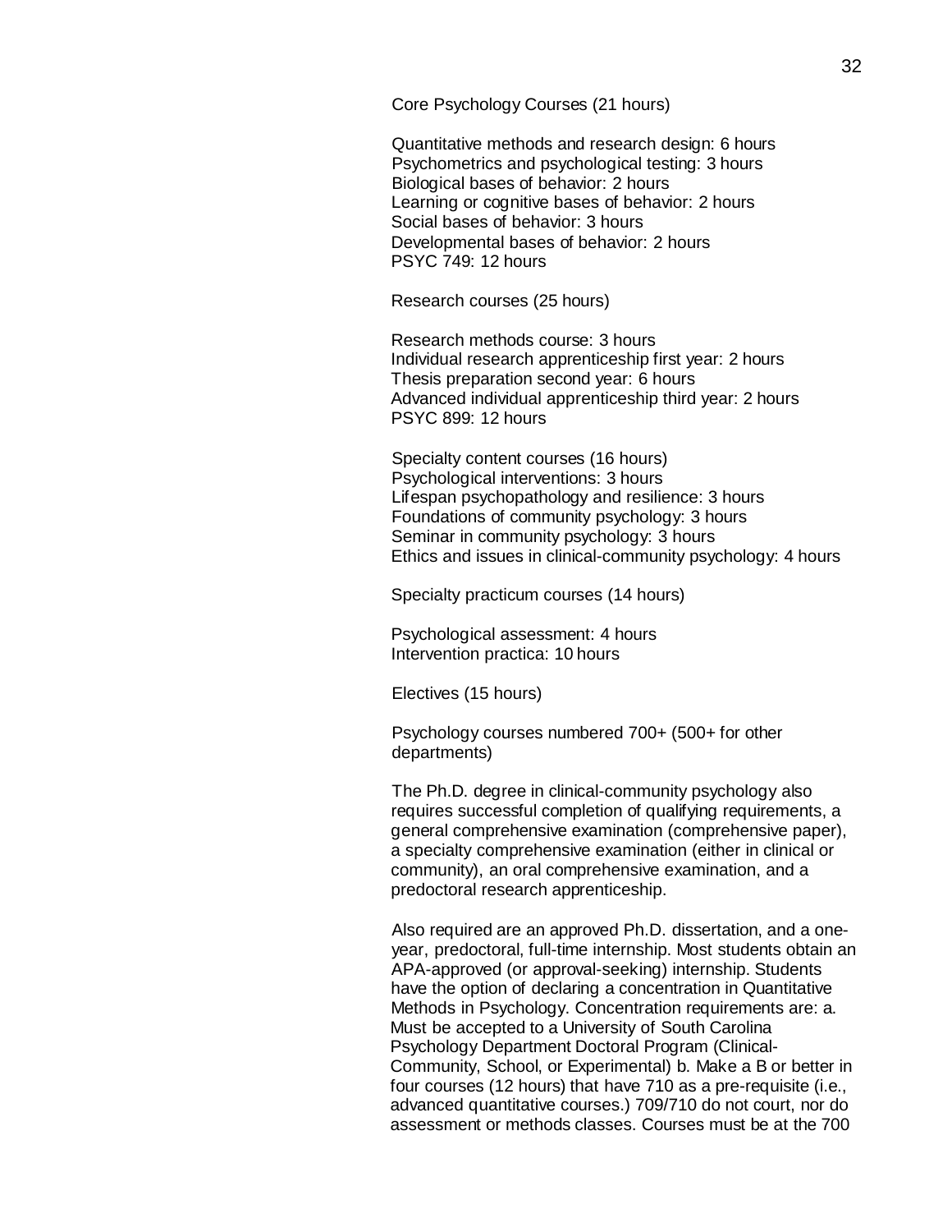Core Psychology Courses (21 hours)

Quantitative methods and research design: 6 hours
Psychometrics and psychological testing: 3 hours
Biological bases of behavior: 2 hours
Learning or cognitive bases of behavior: 2 hours
Social bases of behavior: 3 hours
Developmental bases of behavior: 2 hours
PSYC 749: 12 hours

Research courses (25 hours)

Research methods course: 3 hours
Individual research apprenticeship first year: 2 hours
Thesis preparation second year: 6 hours
Advanced individual apprenticeship third year: 2 hours
PSYC 899: 12 hours

Specialty content courses (16 hours)
Psychological interventions: 3 hours
Lifespan psychopathology and resilience: 3 hours
Foundations of community psychology: 3 hours
Seminar in community psychology: 3 hours
Ethics and issues in clinical-community psychology: 4 hours

Specialty practicum courses (14 hours)

Psychological assessment: 4 hours
Intervention practica: 10 hours

Electives (15 hours)

Psychology courses numbered 700+ (500+ for other departments)

The Ph.D. degree in clinical-community psychology also requires successful completion of qualifying requirements, a general comprehensive examination (comprehensive paper), a specialty comprehensive examination (either in clinical or community), an oral comprehensive examination, and a predoctoral research apprenticeship.

Also required are an approved Ph.D. dissertation, and a one-year, predoctoral, full-time internship. Most students obtain an APA-approved (or approval-seeking) internship. Students have the option of declaring a concentration in Quantitative Methods in Psychology. Concentration requirements are: a. Must be accepted to a University of South Carolina Psychology Department Doctoral Program (Clinical-Community, School, or Experimental) b. Make a B or better in four courses (12 hours) that have 710 as a pre-requisite (i.e., advanced quantitative courses.) 709/710 do not court, nor do assessment or methods classes. Courses must be at the 700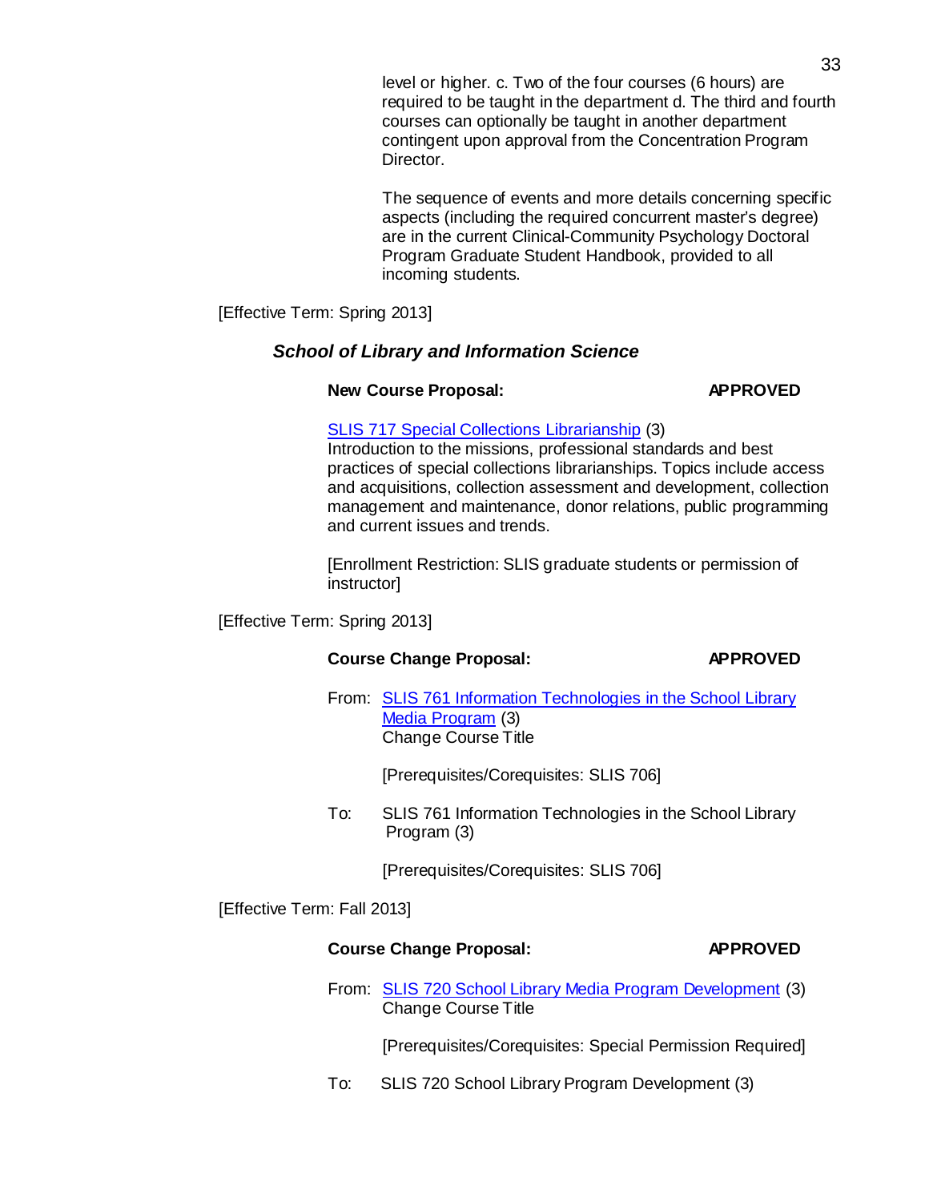level or higher. c. Two of the four courses (6 hours) are required to be taught in the department d. The third and fourth courses can optionally be taught in another department contingent upon approval from the Concentration Program Director.

The sequence of events and more details concerning specific aspects (including the required concurrent master's degree) are in the current Clinical-Community Psychology Doctoral Program Graduate Student Handbook, provided to all incoming students.

[Effective Term: Spring 2013]

### *School of Library and Information Science*

**New Course Proposal:** **APPROVED**

SLIS 717 Special Collections Librarianship (3)
Introduction to the missions, professional standards and best practices of special collections librarianships. Topics include access and acquisitions, collection assessment and development, collection management and maintenance, donor relations, public programming and current issues and trends.

[Enrollment Restriction: SLIS graduate students or permission of instructor]

[Effective Term: Spring 2013]

**Course Change Proposal:** **APPROVED**

From: SLIS 761 Information Technologies in the School Library Media Program (3)
Change Course Title

[Prerequisites/Corequisites: SLIS 706]

To: SLIS 761 Information Technologies in the School Library Program (3)

[Prerequisites/Corequisites: SLIS 706]

[Effective Term: Fall 2013]

**Course Change Proposal:** **APPROVED**

From: SLIS 720 School Library Media Program Development (3)
Change Course Title

[Prerequisites/Corequisites: Special Permission Required]

To: SLIS 720 School Library Program Development (3)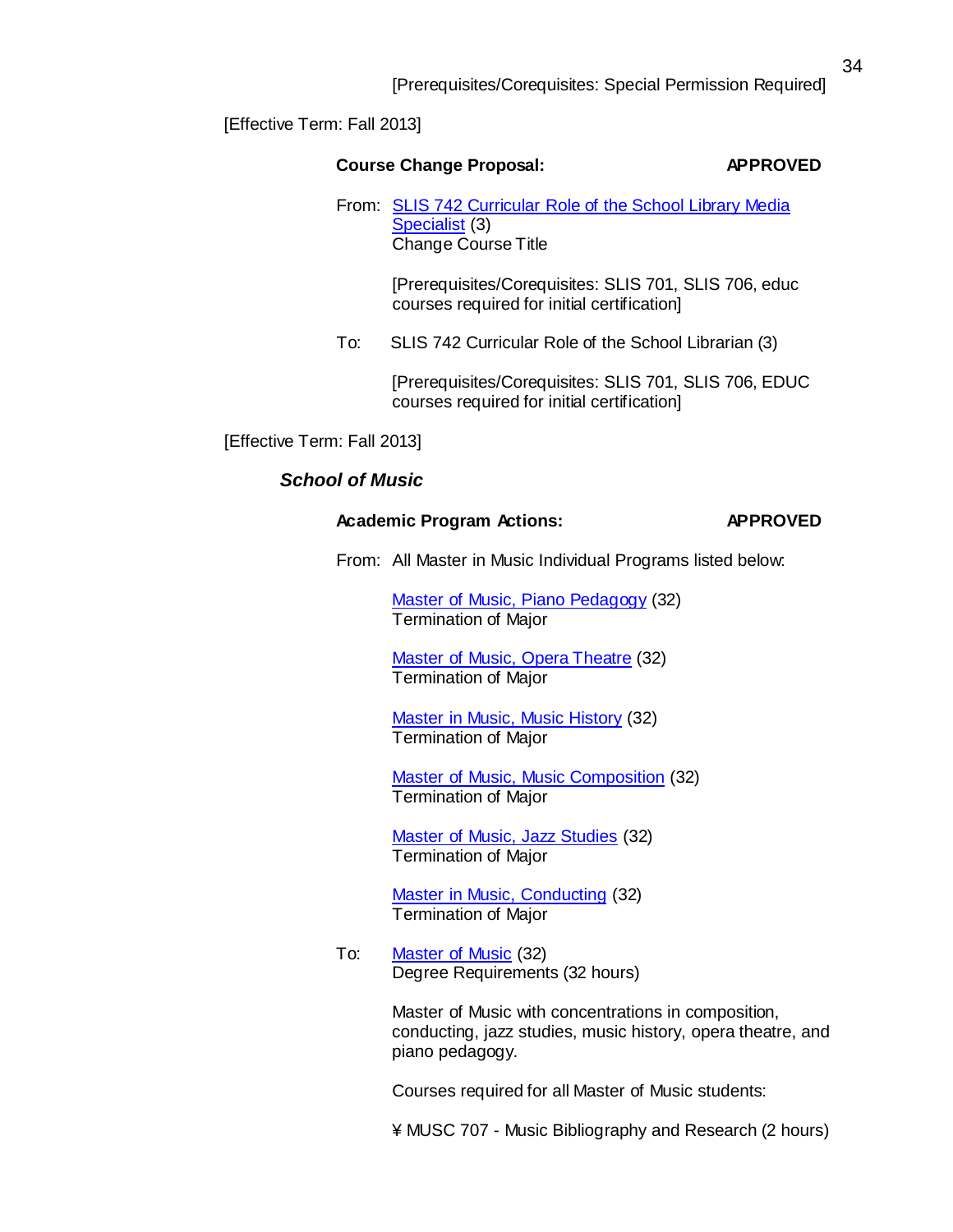[Prerequisites/Corequisites: Special Permission Required]

[Effective Term: Fall 2013]

**Course Change Proposal:** **APPROVED**

From: SLIS 742 Curricular Role of the School Library Media Specialist (3)
Change Course Title

[Prerequisites/Corequisites: SLIS 701, SLIS 706, educ courses required for initial certification]

To: SLIS 742 Curricular Role of the School Librarian (3)

[Prerequisites/Corequisites: SLIS 701, SLIS 706, EDUC courses required for initial certification]

[Effective Term: Fall 2013]

### *School of Music*

**Academic Program Actions:** **APPROVED**

From: All Master in Music Individual Programs listed below:

Master of Music, Piano Pedagogy (32)
Termination of Major

Master of Music, Opera Theatre (32)
Termination of Major

Master in Music, Music History (32)
Termination of Major

Master of Music, Music Composition (32)
Termination of Major

Master of Music, Jazz Studies (32)
Termination of Major

Master in Music, Conducting (32)
Termination of Major

To: Master of Music (32)
Degree Requirements (32 hours)

Master of Music with concentrations in composition, conducting, jazz studies, music history, opera theatre, and piano pedagogy.

Courses required for all Master of Music students:

¥ MUSC 707 - Music Bibliography and Research (2 hours)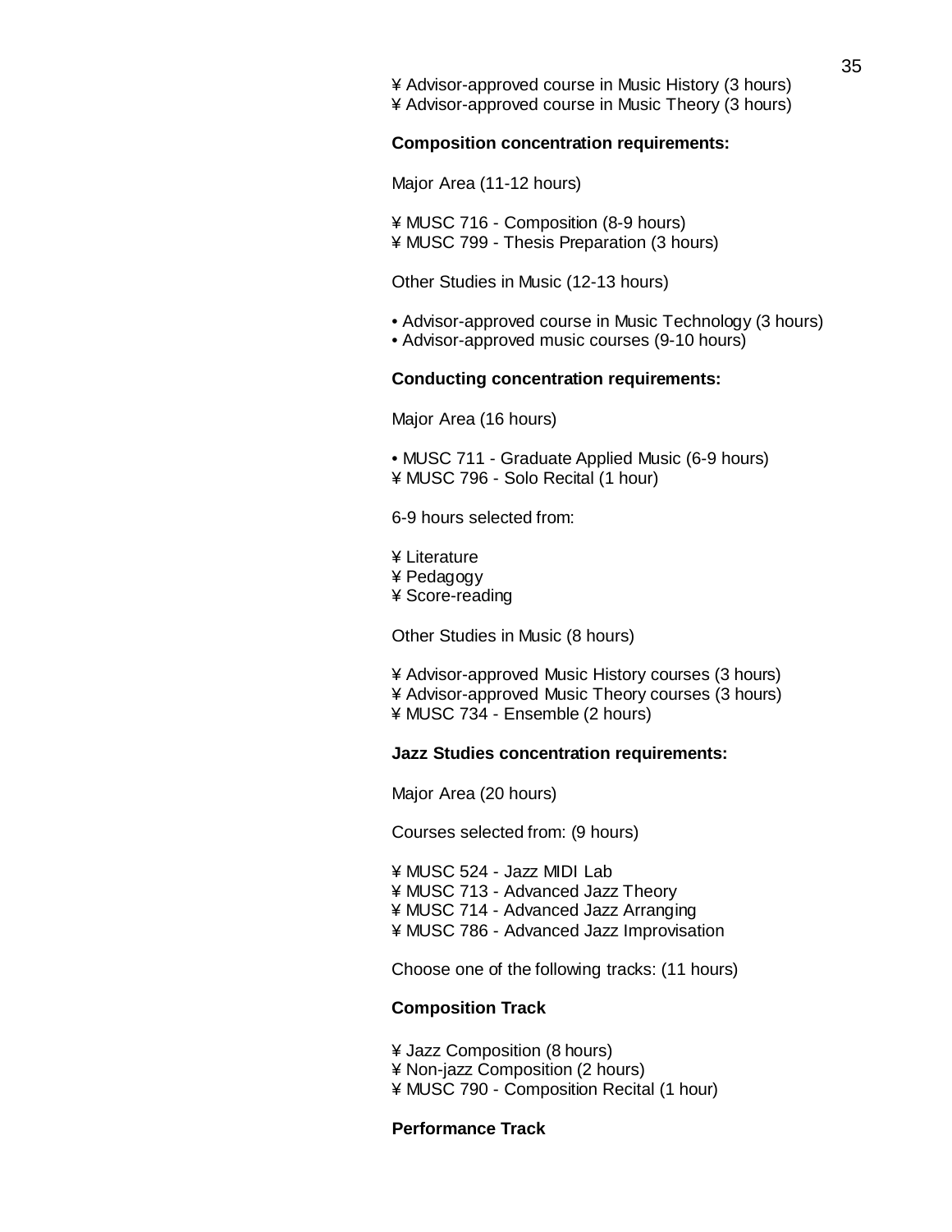- ¥ Advisor-approved course in Music History (3 hours)
- ¥ Advisor-approved course in Music Theory (3 hours)

**Composition concentration requirements:**

Major Area (11-12 hours)

- ¥ MUSC 716 - Composition (8-9 hours)
- ¥ MUSC 799 - Thesis Preparation (3 hours)

Other Studies in Music (12-13 hours)

- • Advisor-approved course in Music Technology (3 hours)
- • Advisor-approved music courses (9-10 hours)

**Conducting concentration requirements:**

Major Area (16 hours)

- • MUSC 711 - Graduate Applied Music (6-9 hours)
- ¥ MUSC 796 - Solo Recital (1 hour)

6-9 hours selected from:

- ¥ Literature
- ¥ Pedagogy
- ¥ Score-reading

Other Studies in Music (8 hours)

- ¥ Advisor-approved Music History courses (3 hours)
- ¥ Advisor-approved Music Theory courses (3 hours)
- ¥ MUSC 734 - Ensemble (2 hours)

**Jazz Studies concentration requirements:**

Major Area (20 hours)

Courses selected from: (9 hours)

- ¥ MUSC 524 - Jazz MIDI Lab
- ¥ MUSC 713 - Advanced Jazz Theory
- ¥ MUSC 714 - Advanced Jazz Arranging
- ¥ MUSC 786 - Advanced Jazz Improvisation

Choose one of the following tracks: (11 hours)

**Composition Track**

- ¥ Jazz Composition (8 hours)
- ¥ Non-jazz Composition (2 hours)
- ¥ MUSC 790 - Composition Recital (1 hour)

**Performance Track**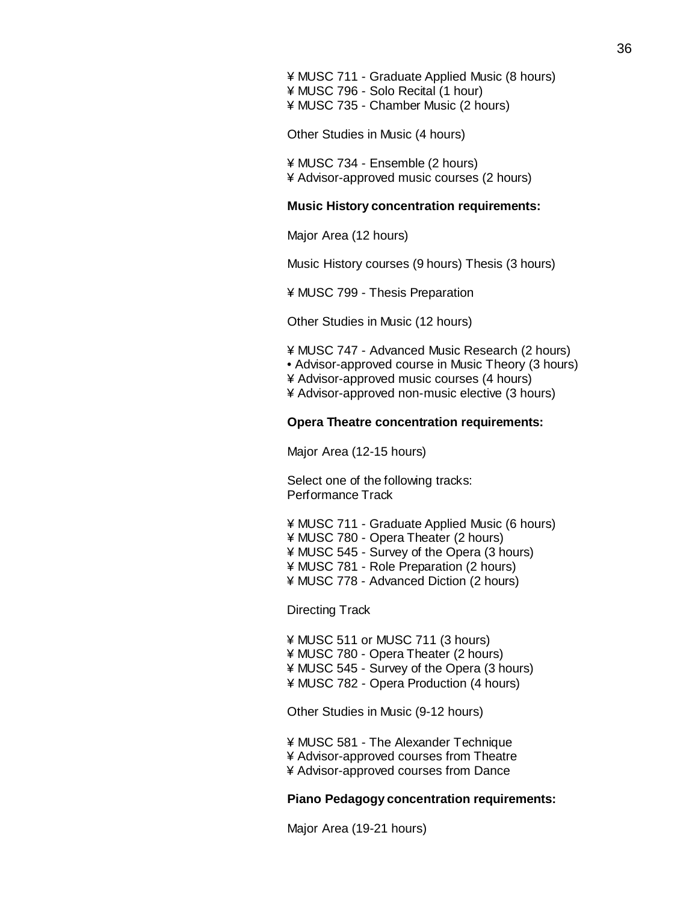¥ MUSC 711 - Graduate Applied Music (8 hours)
¥ MUSC 796 - Solo Recital (1 hour)
¥ MUSC 735 - Chamber Music (2 hours)

Other Studies in Music (4 hours)

¥ MUSC 734 - Ensemble (2 hours)
¥ Advisor-approved music courses (2 hours)

**Music History concentration requirements:**

Major Area (12 hours)

Music History courses (9 hours) Thesis (3 hours)

¥ MUSC 799 - Thesis Preparation

Other Studies in Music (12 hours)

¥ MUSC 747 - Advanced Music Research (2 hours)
• Advisor-approved course in Music Theory (3 hours)
¥ Advisor-approved music courses (4 hours)
¥ Advisor-approved non-music elective (3 hours)

**Opera Theatre concentration requirements:**

Major Area (12-15 hours)

Select one of the following tracks:
Performance Track

¥ MUSC 711 - Graduate Applied Music (6 hours)
¥ MUSC 780 - Opera Theater (2 hours)
¥ MUSC 545 - Survey of the Opera (3 hours)
¥ MUSC 781 - Role Preparation (2 hours)
¥ MUSC 778 - Advanced Diction (2 hours)

Directing Track

¥ MUSC 511 or MUSC 711 (3 hours)
¥ MUSC 780 - Opera Theater (2 hours)
¥ MUSC 545 - Survey of the Opera (3 hours)
¥ MUSC 782 - Opera Production (4 hours)

Other Studies in Music (9-12 hours)

¥ MUSC 581 - The Alexander Technique
¥ Advisor-approved courses from Theatre
¥ Advisor-approved courses from Dance

**Piano Pedagogy concentration requirements:**

Major Area (19-21 hours)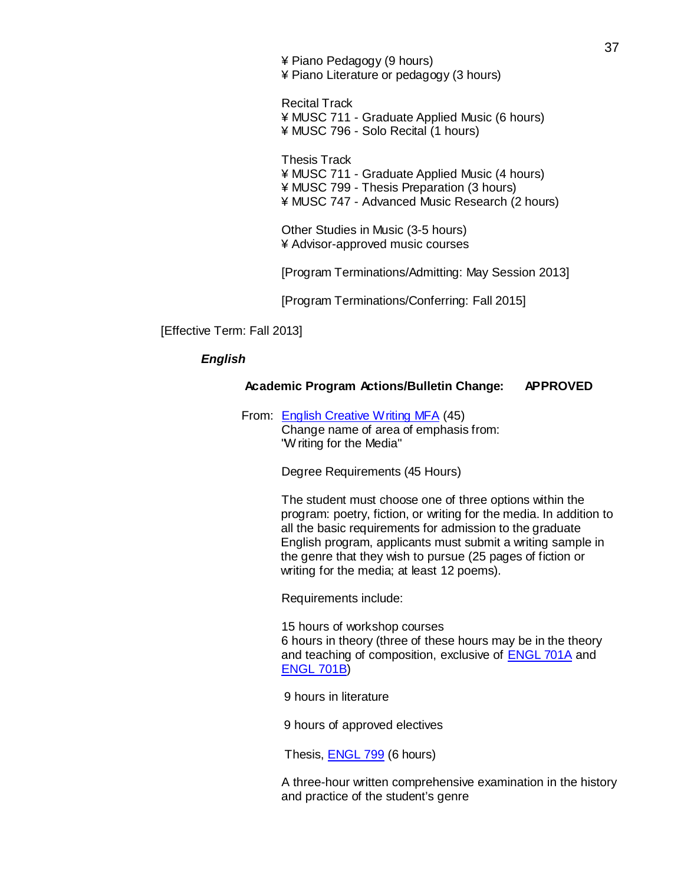¥ Piano Pedagogy (9 hours)
¥ Piano Literature or pedagogy (3 hours)

Recital Track
¥ MUSC 711 - Graduate Applied Music (6 hours)
¥ MUSC 796 - Solo Recital (1 hours)

Thesis Track
¥ MUSC 711 - Graduate Applied Music (4 hours)
¥ MUSC 799 - Thesis Preparation (3 hours)
¥ MUSC 747 - Advanced Music Research (2 hours)

Other Studies in Music (3-5 hours)
¥ Advisor-approved music courses

[Program Terminations/Admitting: May Session 2013]

[Program Terminations/Conferring: Fall 2015]

[Effective Term: Fall 2013]

***English***

**Academic Program Actions/Bulletin Change: APPROVED**

From: English Creative Writing MFA (45)
Change name of area of emphasis from:
"Writing for the Media"

Degree Requirements (45 Hours)

The student must choose one of three options within the program: poetry, fiction, or writing for the media. In addition to all the basic requirements for admission to the graduate English program, applicants must submit a writing sample in the genre that they wish to pursue (25 pages of fiction or writing for the media; at least 12 poems).

Requirements include:

15 hours of workshop courses
6 hours in theory (three of these hours may be in the theory and teaching of composition, exclusive of ENGL 701A and ENGL 701B)

9 hours in literature

9 hours of approved electives

Thesis, ENGL 799 (6 hours)

A three-hour written comprehensive examination in the history and practice of the student's genre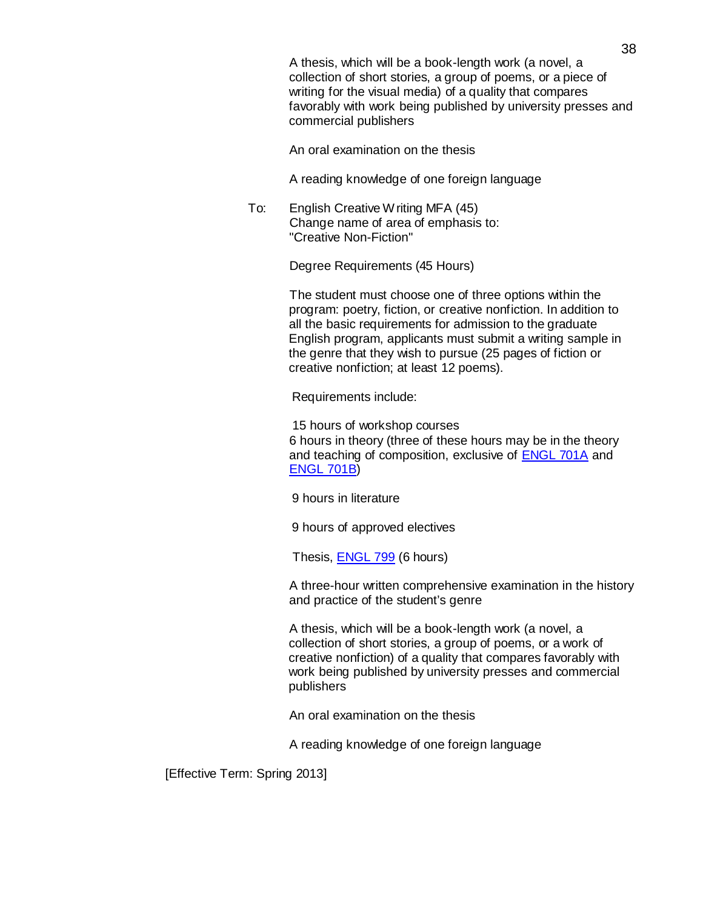A thesis, which will be a book-length work (a novel, a collection of short stories, a group of poems, or a piece of writing for the visual media) of a quality that compares favorably with work being published by university presses and commercial publishers

An oral examination on the thesis

A reading knowledge of one foreign language

To: English Creative Writing MFA (45)
Change name of area of emphasis to:
"Creative Non-Fiction"

Degree Requirements (45 Hours)

The student must choose one of three options within the program: poetry, fiction, or creative nonfiction. In addition to all the basic requirements for admission to the graduate English program, applicants must submit a writing sample in the genre that they wish to pursue (25 pages of fiction or creative nonfiction; at least 12 poems).

Requirements include:

15 hours of workshop courses
6 hours in theory (three of these hours may be in the theory and teaching of composition, exclusive of ENGL 701A and ENGL 701B)

9 hours in literature

9 hours of approved electives

Thesis, ENGL 799 (6 hours)

A three-hour written comprehensive examination in the history and practice of the student's genre

A thesis, which will be a book-length work (a novel, a collection of short stories, a group of poems, or a work of creative nonfiction) of a quality that compares favorably with work being published by university presses and commercial publishers

An oral examination on the thesis

A reading knowledge of one foreign language

[Effective Term: Spring 2013]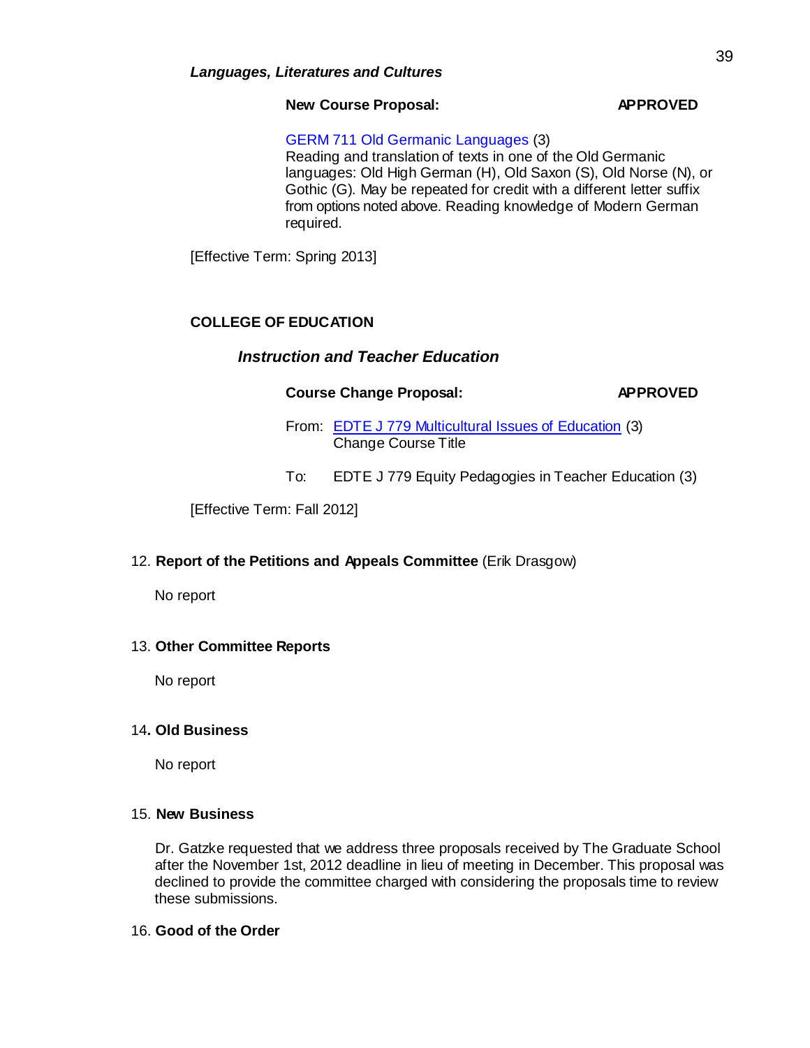***Languages, Literatures and Cultures***

**New Course Proposal:** **APPROVED**

GERM 711 Old Germanic Languages (3)
Reading and translation of texts in one of the Old Germanic languages: Old High German (H), Old Saxon (S), Old Norse (N), or Gothic (G). May be repeated for credit with a different letter suffix from options noted above. Reading knowledge of Modern German required.

[Effective Term: Spring 2013]

**COLLEGE OF EDUCATION**

***Instruction and Teacher Education***

**Course Change Proposal:** **APPROVED**

From: EDTE J 779 Multicultural Issues of Education (3)
Change Course Title

To: EDTE J 779 Equity Pedagogies in Teacher Education (3)

[Effective Term: Fall 2012]

12. **Report of the Petitions and Appeals Committee** (Erik Drasgow)

No report

13. **Other Committee Reports**

No report

14**. Old Business**

No report

15. **New Business**

Dr. Gatzke requested that we address three proposals received by The Graduate School after the November 1st, 2012 deadline in lieu of meeting in December. This proposal was declined to provide the committee charged with considering the proposals time to review these submissions.

16. **Good of the Order**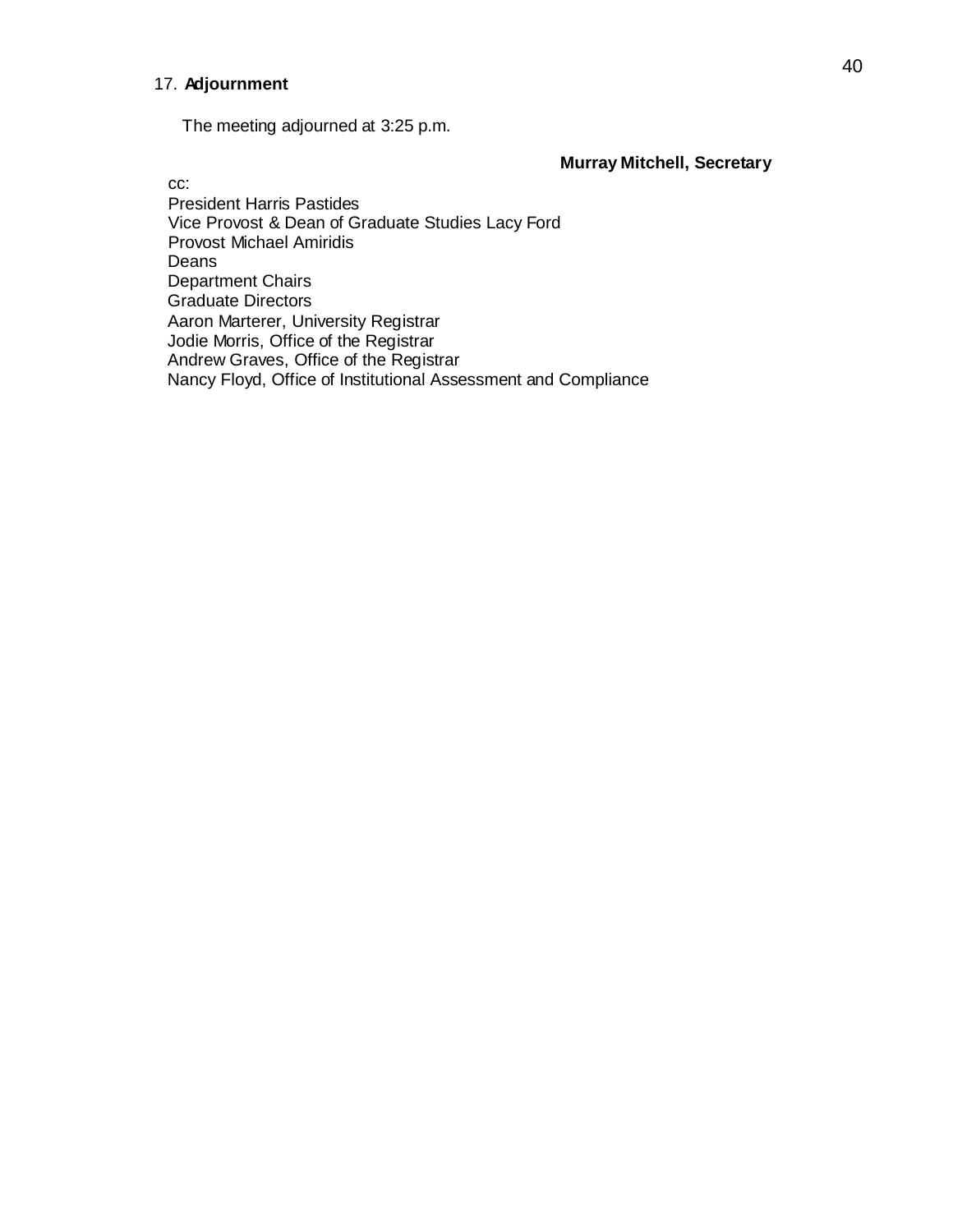17. **Adjournment**

The meeting adjourned at 3:25 p.m.

**Murray Mitchell, Secretary**

cc:
President Harris Pastides
Vice Provost & Dean of Graduate Studies Lacy Ford
Provost Michael Amiridis
Deans
Department Chairs
Graduate Directors
Aaron Marterer, University Registrar
Jodie Morris, Office of the Registrar
Andrew Graves, Office of the Registrar
Nancy Floyd, Office of Institutional Assessment and Compliance